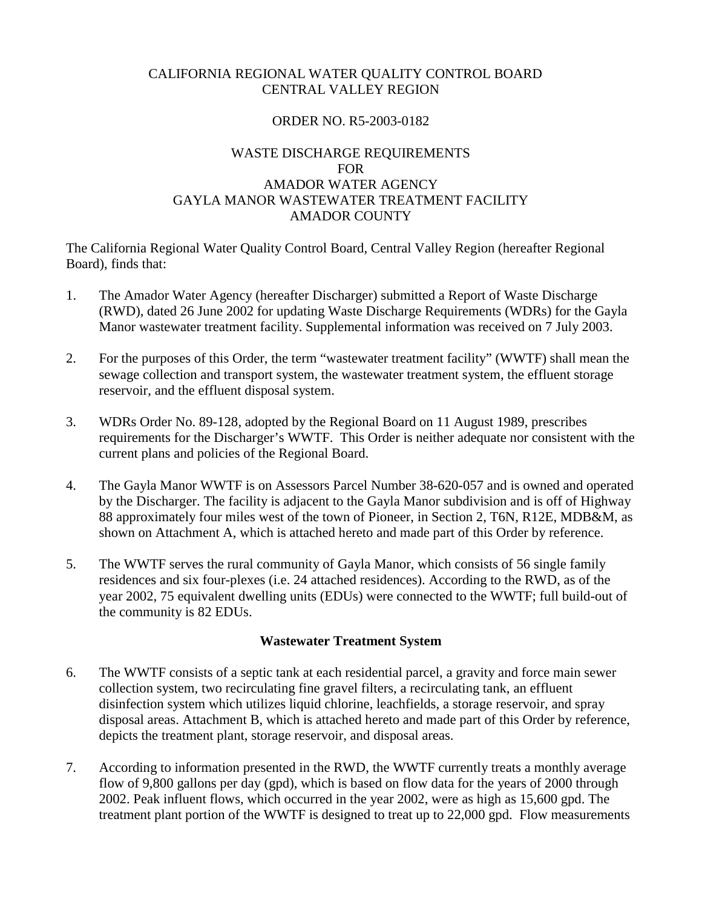CALIFORNIA REGIONAL WATER QUALITY CONTROL BOARD
CENTRAL VALLEY REGION

ORDER NO. R5-2003-0182

WASTE DISCHARGE REQUIREMENTS
FOR
AMADOR WATER AGENCY
GAYLA MANOR WASTEWATER TREATMENT FACILITY
AMADOR COUNTY

The California Regional Water Quality Control Board, Central Valley Region (hereafter Regional Board), finds that:

1. The Amador Water Agency (hereafter Discharger) submitted a Report of Waste Discharge (RWD), dated 26 June 2002 for updating Waste Discharge Requirements (WDRs) for the Gayla Manor wastewater treatment facility. Supplemental information was received on 7 July 2003.

2. For the purposes of this Order, the term "wastewater treatment facility" (WWTF) shall mean the sewage collection and transport system, the wastewater treatment system, the effluent storage reservoir, and the effluent disposal system.

3. WDRs Order No. 89-128, adopted by the Regional Board on 11 August 1989, prescribes requirements for the Discharger's WWTF. This Order is neither adequate nor consistent with the current plans and policies of the Regional Board.

4. The Gayla Manor WWTF is on Assessors Parcel Number 38-620-057 and is owned and operated by the Discharger. The facility is adjacent to the Gayla Manor subdivision and is off of Highway 88 approximately four miles west of the town of Pioneer, in Section 2, T6N, R12E, MDB&M, as shown on Attachment A, which is attached hereto and made part of this Order by reference.

5. The WWTF serves the rural community of Gayla Manor, which consists of 56 single family residences and six four-plexes (i.e. 24 attached residences). According to the RWD, as of the year 2002, 75 equivalent dwelling units (EDUs) were connected to the WWTF; full build-out of the community is 82 EDUs.

**Wastewater Treatment System**

6. The WWTF consists of a septic tank at each residential parcel, a gravity and force main sewer collection system, two recirculating fine gravel filters, a recirculating tank, an effluent disinfection system which utilizes liquid chlorine, leachfields, a storage reservoir, and spray disposal areas. Attachment B, which is attached hereto and made part of this Order by reference, depicts the treatment plant, storage reservoir, and disposal areas.

7. According to information presented in the RWD, the WWTF currently treats a monthly average flow of 9,800 gallons per day (gpd), which is based on flow data for the years of 2000 through 2002. Peak influent flows, which occurred in the year 2002, were as high as 15,600 gpd. The treatment plant portion of the WWTF is designed to treat up to 22,000 gpd. Flow measurements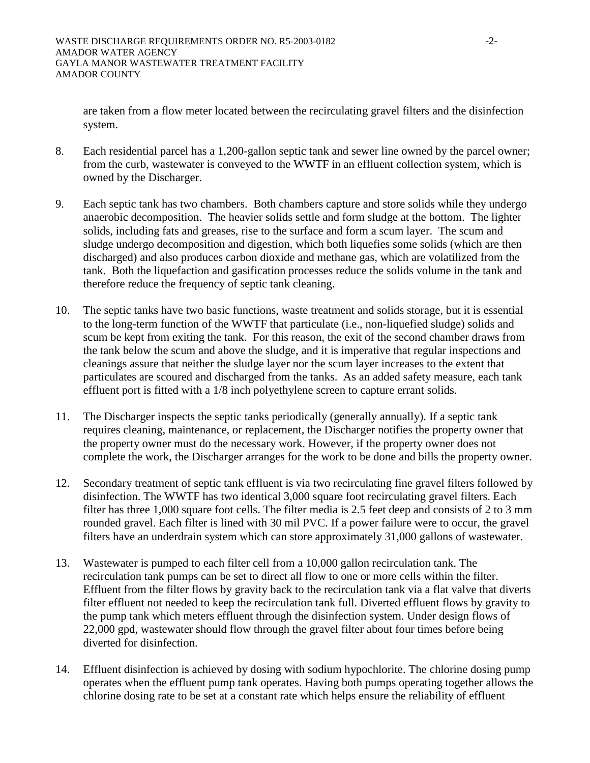are taken from a flow meter located between the recirculating gravel filters and the disinfection system.

8. Each residential parcel has a 1,200-gallon septic tank and sewer line owned by the parcel owner; from the curb, wastewater is conveyed to the WWTF in an effluent collection system, which is owned by the Discharger.

9. Each septic tank has two chambers. Both chambers capture and store solids while they undergo anaerobic decomposition. The heavier solids settle and form sludge at the bottom. The lighter solids, including fats and greases, rise to the surface and form a scum layer. The scum and sludge undergo decomposition and digestion, which both liquefies some solids (which are then discharged) and also produces carbon dioxide and methane gas, which are volatilized from the tank. Both the liquefaction and gasification processes reduce the solids volume in the tank and therefore reduce the frequency of septic tank cleaning.

10. The septic tanks have two basic functions, waste treatment and solids storage, but it is essential to the long-term function of the WWTF that particulate (i.e., non-liquefied sludge) solids and scum be kept from exiting the tank. For this reason, the exit of the second chamber draws from the tank below the scum and above the sludge, and it is imperative that regular inspections and cleanings assure that neither the sludge layer nor the scum layer increases to the extent that particulates are scoured and discharged from the tanks. As an added safety measure, each tank effluent port is fitted with a 1/8 inch polyethylene screen to capture errant solids.

11. The Discharger inspects the septic tanks periodically (generally annually). If a septic tank requires cleaning, maintenance, or replacement, the Discharger notifies the property owner that the property owner must do the necessary work. However, if the property owner does not complete the work, the Discharger arranges for the work to be done and bills the property owner.

12. Secondary treatment of septic tank effluent is via two recirculating fine gravel filters followed by disinfection. The WWTF has two identical 3,000 square foot recirculating gravel filters. Each filter has three 1,000 square foot cells. The filter media is 2.5 feet deep and consists of 2 to 3 mm rounded gravel. Each filter is lined with 30 mil PVC. If a power failure were to occur, the gravel filters have an underdrain system which can store approximately 31,000 gallons of wastewater.

13. Wastewater is pumped to each filter cell from a 10,000 gallon recirculation tank. The recirculation tank pumps can be set to direct all flow to one or more cells within the filter. Effluent from the filter flows by gravity back to the recirculation tank via a flat valve that diverts filter effluent not needed to keep the recirculation tank full. Diverted effluent flows by gravity to the pump tank which meters effluent through the disinfection system. Under design flows of 22,000 gpd, wastewater should flow through the gravel filter about four times before being diverted for disinfection.

14. Effluent disinfection is achieved by dosing with sodium hypochlorite. The chlorine dosing pump operates when the effluent pump tank operates. Having both pumps operating together allows the chlorine dosing rate to be set at a constant rate which helps ensure the reliability of effluent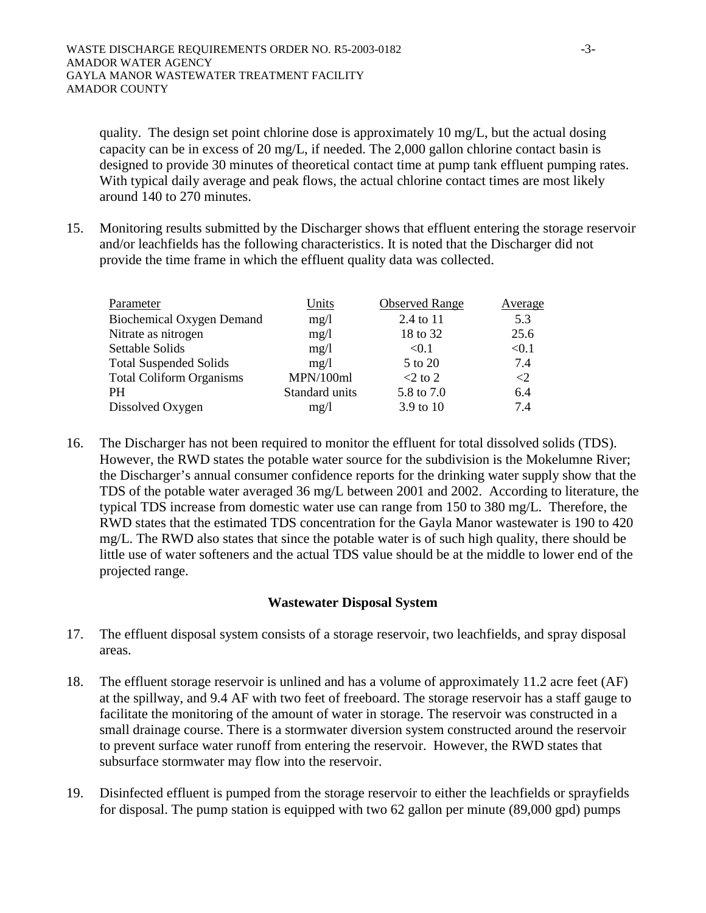quality. The design set point chlorine dose is approximately 10 mg/L, but the actual dosing capacity can be in excess of 20 mg/L, if needed. The 2,000 gallon chlorine contact basin is designed to provide 30 minutes of theoretical contact time at pump tank effluent pumping rates. With typical daily average and peak flows, the actual chlorine contact times are most likely around 140 to 270 minutes.

15. Monitoring results submitted by the Discharger shows that effluent entering the storage reservoir and/or leachfields has the following characteristics. It is noted that the Discharger did not provide the time frame in which the effluent quality data was collected.

| Parameter | Units | Observed Range | Average |
|---|---|---|---|
| Biochemical Oxygen Demand | mg/l | 2.4 to 11 | 5.3 |
| Nitrate as nitrogen | mg/l | 18 to 32 | 25.6 |
| Settable Solids | mg/l | <0.1 | <0.1 |
| Total Suspended Solids | mg/l | 5 to 20 | 7.4 |
| Total Coliform Organisms | MPN/100ml | <2 to 2 | <2 |
| PH | Standard units | 5.8 to 7.0 | 6.4 |
| Dissolved Oxygen | mg/l | 3.9 to 10 | 7.4 |

16. The Discharger has not been required to monitor the effluent for total dissolved solids (TDS). However, the RWD states the potable water source for the subdivision is the Mokelumne River; the Discharger's annual consumer confidence reports for the drinking water supply show that the TDS of the potable water averaged 36 mg/L between 2001 and 2002. According to literature, the typical TDS increase from domestic water use can range from 150 to 380 mg/L. Therefore, the RWD states that the estimated TDS concentration for the Gayla Manor wastewater is 190 to 420 mg/L. The RWD also states that since the potable water is of such high quality, there should be little use of water softeners and the actual TDS value should be at the middle to lower end of the projected range.

### Wastewater Disposal System

17. The effluent disposal system consists of a storage reservoir, two leachfields, and spray disposal areas.

18. The effluent storage reservoir is unlined and has a volume of approximately 11.2 acre feet (AF) at the spillway, and 9.4 AF with two feet of freeboard. The storage reservoir has a staff gauge to facilitate the monitoring of the amount of water in storage. The reservoir was constructed in a small drainage course. There is a stormwater diversion system constructed around the reservoir to prevent surface water runoff from entering the reservoir. However, the RWD states that subsurface stormwater may flow into the reservoir.

19. Disinfected effluent is pumped from the storage reservoir to either the leachfields or sprayfields for disposal. The pump station is equipped with two 62 gallon per minute (89,000 gpd) pumps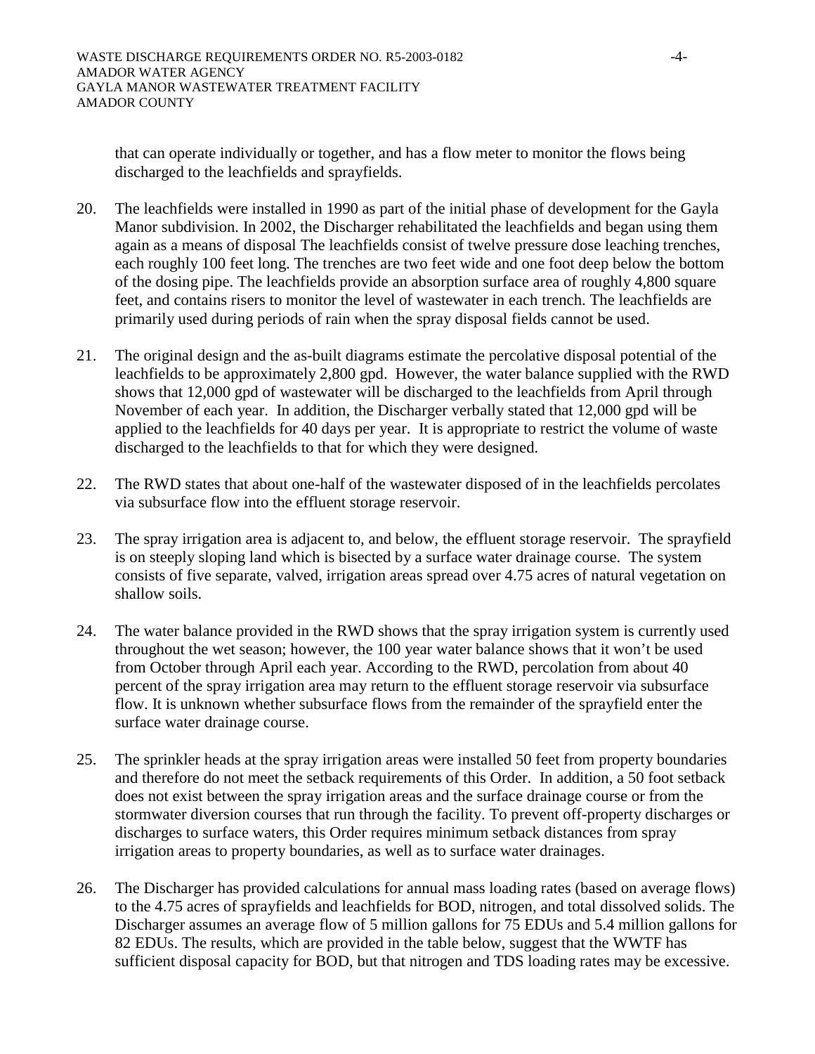that can operate individually or together, and has a flow meter to monitor the flows being discharged to the leachfields and sprayfields.

20. The leachfields were installed in 1990 as part of the initial phase of development for the Gayla Manor subdivision. In 2002, the Discharger rehabilitated the leachfields and began using them again as a means of disposal The leachfields consist of twelve pressure dose leaching trenches, each roughly 100 feet long. The trenches are two feet wide and one foot deep below the bottom of the dosing pipe. The leachfields provide an absorption surface area of roughly 4,800 square feet, and contains risers to monitor the level of wastewater in each trench. The leachfields are primarily used during periods of rain when the spray disposal fields cannot be used.

21. The original design and the as-built diagrams estimate the percolative disposal potential of the leachfields to be approximately 2,800 gpd. However, the water balance supplied with the RWD shows that 12,000 gpd of wastewater will be discharged to the leachfields from April through November of each year. In addition, the Discharger verbally stated that 12,000 gpd will be applied to the leachfields for 40 days per year. It is appropriate to restrict the volume of waste discharged to the leachfields to that for which they were designed.

22. The RWD states that about one-half of the wastewater disposed of in the leachfields percolates via subsurface flow into the effluent storage reservoir.

23. The spray irrigation area is adjacent to, and below, the effluent storage reservoir. The sprayfield is on steeply sloping land which is bisected by a surface water drainage course. The system consists of five separate, valved, irrigation areas spread over 4.75 acres of natural vegetation on shallow soils.

24. The water balance provided in the RWD shows that the spray irrigation system is currently used throughout the wet season; however, the 100 year water balance shows that it won't be used from October through April each year. According to the RWD, percolation from about 40 percent of the spray irrigation area may return to the effluent storage reservoir via subsurface flow. It is unknown whether subsurface flows from the remainder of the sprayfield enter the surface water drainage course.

25. The sprinkler heads at the spray irrigation areas were installed 50 feet from property boundaries and therefore do not meet the setback requirements of this Order. In addition, a 50 foot setback does not exist between the spray irrigation areas and the surface drainage course or from the stormwater diversion courses that run through the facility. To prevent off-property discharges or discharges to surface waters, this Order requires minimum setback distances from spray irrigation areas to property boundaries, as well as to surface water drainages.

26. The Discharger has provided calculations for annual mass loading rates (based on average flows) to the 4.75 acres of sprayfields and leachfields for BOD, nitrogen, and total dissolved solids. The Discharger assumes an average flow of 5 million gallons for 75 EDUs and 5.4 million gallons for 82 EDUs. The results, which are provided in the table below, suggest that the WWTF has sufficient disposal capacity for BOD, but that nitrogen and TDS loading rates may be excessive.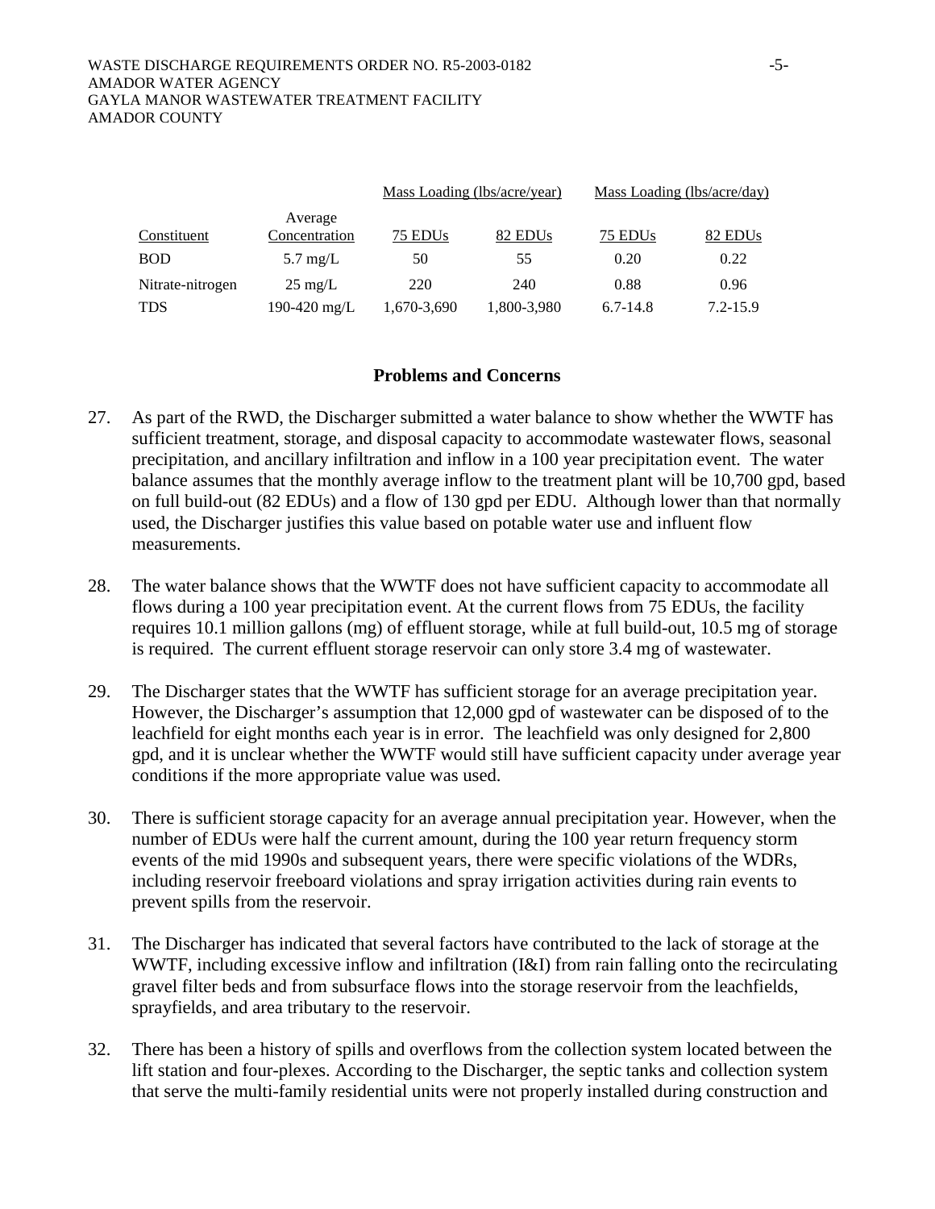| | | Mass Loading (lbs/acre/year) | | Mass Loading (lbs/acre/day) | |
|---|---|---|---|---|---|
| Constituent | Average Concentration | 75 EDUs | 82 EDUs | 75 EDUs | 82 EDUs |
| BOD | 5.7 mg/L | 50 | 55 | 0.20 | 0.22 |
| Nitrate-nitrogen | 25 mg/L | 220 | 240 | 0.88 | 0.96 |
| TDS | 190-420 mg/L | 1,670-3,690 | 1,800-3,980 | 6.7-14.8 | 7.2-15.9 |

## Problems and Concerns

27. As part of the RWD, the Discharger submitted a water balance to show whether the WWTF has sufficient treatment, storage, and disposal capacity to accommodate wastewater flows, seasonal precipitation, and ancillary infiltration and inflow in a 100 year precipitation event. The water balance assumes that the monthly average inflow to the treatment plant will be 10,700 gpd, based on full build-out (82 EDUs) and a flow of 130 gpd per EDU. Although lower than that normally used, the Discharger justifies this value based on potable water use and influent flow measurements.

28. The water balance shows that the WWTF does not have sufficient capacity to accommodate all flows during a 100 year precipitation event. At the current flows from 75 EDUs, the facility requires 10.1 million gallons (mg) of effluent storage, while at full build-out, 10.5 mg of storage is required. The current effluent storage reservoir can only store 3.4 mg of wastewater.

29. The Discharger states that the WWTF has sufficient storage for an average precipitation year. However, the Discharger's assumption that 12,000 gpd of wastewater can be disposed of to the leachfield for eight months each year is in error. The leachfield was only designed for 2,800 gpd, and it is unclear whether the WWTF would still have sufficient capacity under average year conditions if the more appropriate value was used.

30. There is sufficient storage capacity for an average annual precipitation year. However, when the number of EDUs were half the current amount, during the 100 year return frequency storm events of the mid 1990s and subsequent years, there were specific violations of the WDRs, including reservoir freeboard violations and spray irrigation activities during rain events to prevent spills from the reservoir.

31. The Discharger has indicated that several factors have contributed to the lack of storage at the WWTF, including excessive inflow and infiltration (I&I) from rain falling onto the recirculating gravel filter beds and from subsurface flows into the storage reservoir from the leachfields, sprayfields, and area tributary to the reservoir.

32. There has been a history of spills and overflows from the collection system located between the lift station and four-plexes. According to the Discharger, the septic tanks and collection system that serve the multi-family residential units were not properly installed during construction and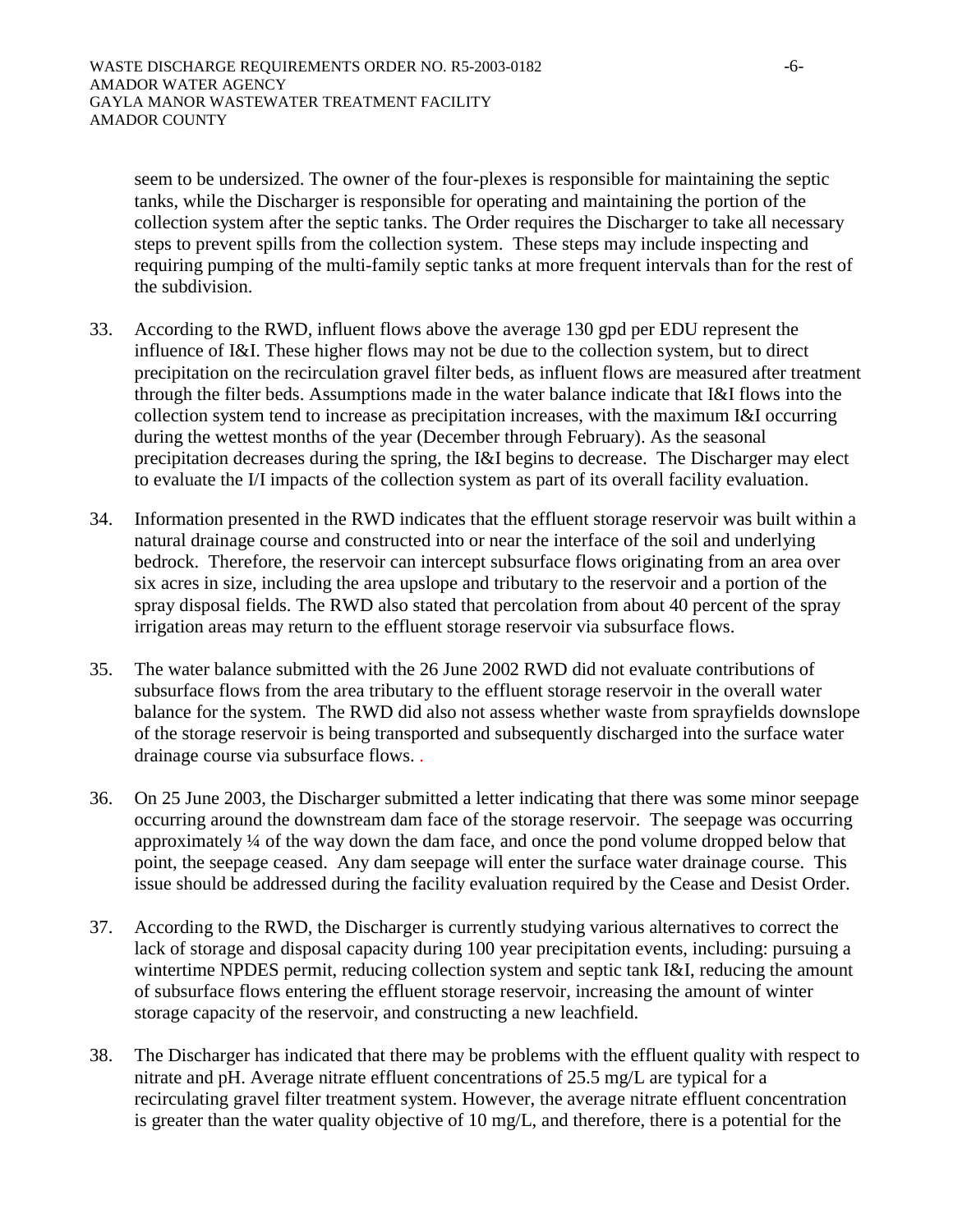seem to be undersized. The owner of the four-plexes is responsible for maintaining the septic tanks, while the Discharger is responsible for operating and maintaining the portion of the collection system after the septic tanks. The Order requires the Discharger to take all necessary steps to prevent spills from the collection system. These steps may include inspecting and requiring pumping of the multi-family septic tanks at more frequent intervals than for the rest of the subdivision.

33. According to the RWD, influent flows above the average 130 gpd per EDU represent the influence of I&I. These higher flows may not be due to the collection system, but to direct precipitation on the recirculation gravel filter beds, as influent flows are measured after treatment through the filter beds. Assumptions made in the water balance indicate that I&I flows into the collection system tend to increase as precipitation increases, with the maximum I&I occurring during the wettest months of the year (December through February). As the seasonal precipitation decreases during the spring, the I&I begins to decrease. The Discharger may elect to evaluate the I/I impacts of the collection system as part of its overall facility evaluation.

34. Information presented in the RWD indicates that the effluent storage reservoir was built within a natural drainage course and constructed into or near the interface of the soil and underlying bedrock. Therefore, the reservoir can intercept subsurface flows originating from an area over six acres in size, including the area upslope and tributary to the reservoir and a portion of the spray disposal fields. The RWD also stated that percolation from about 40 percent of the spray irrigation areas may return to the effluent storage reservoir via subsurface flows.

35. The water balance submitted with the 26 June 2002 RWD did not evaluate contributions of subsurface flows from the area tributary to the effluent storage reservoir in the overall water balance for the system. The RWD did also not assess whether waste from sprayfields downslope of the storage reservoir is being transported and subsequently discharged into the surface water drainage course via subsurface flows. .

36. On 25 June 2003, the Discharger submitted a letter indicating that there was some minor seepage occurring around the downstream dam face of the storage reservoir. The seepage was occurring approximately ¼ of the way down the dam face, and once the pond volume dropped below that point, the seepage ceased. Any dam seepage will enter the surface water drainage course. This issue should be addressed during the facility evaluation required by the Cease and Desist Order.

37. According to the RWD, the Discharger is currently studying various alternatives to correct the lack of storage and disposal capacity during 100 year precipitation events, including: pursuing a wintertime NPDES permit, reducing collection system and septic tank I&I, reducing the amount of subsurface flows entering the effluent storage reservoir, increasing the amount of winter storage capacity of the reservoir, and constructing a new leachfield.

38. The Discharger has indicated that there may be problems with the effluent quality with respect to nitrate and pH. Average nitrate effluent concentrations of 25.5 mg/L are typical for a recirculating gravel filter treatment system. However, the average nitrate effluent concentration is greater than the water quality objective of 10 mg/L, and therefore, there is a potential for the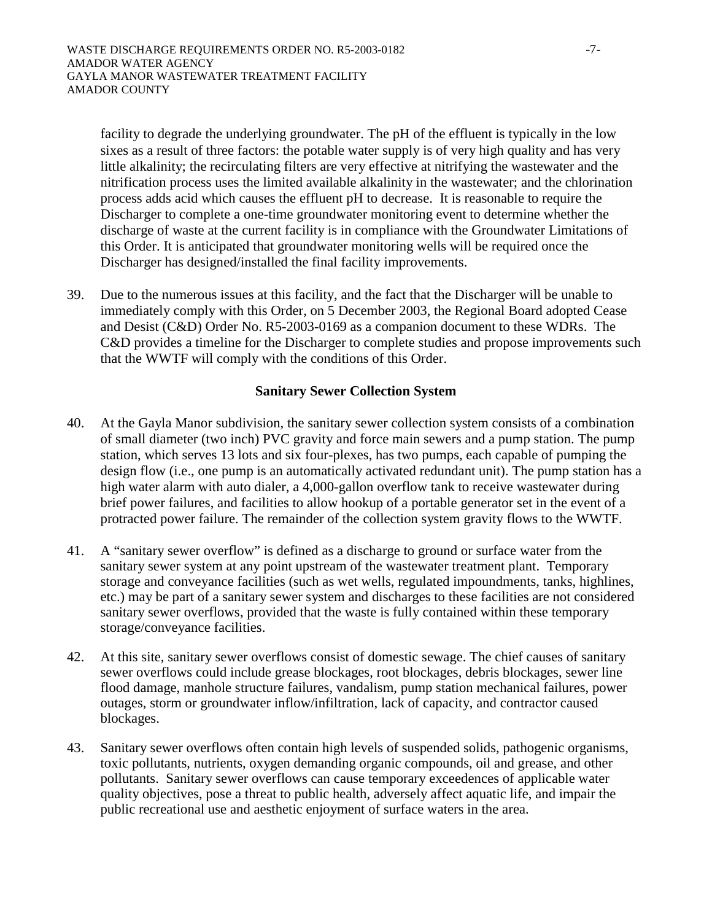facility to degrade the underlying groundwater. The pH of the effluent is typically in the low sixes as a result of three factors: the potable water supply is of very high quality and has very little alkalinity; the recirculating filters are very effective at nitrifying the wastewater and the nitrification process uses the limited available alkalinity in the wastewater; and the chlorination process adds acid which causes the effluent pH to decrease. It is reasonable to require the Discharger to complete a one-time groundwater monitoring event to determine whether the discharge of waste at the current facility is in compliance with the Groundwater Limitations of this Order. It is anticipated that groundwater monitoring wells will be required once the Discharger has designed/installed the final facility improvements.

39. Due to the numerous issues at this facility, and the fact that the Discharger will be unable to immediately comply with this Order, on 5 December 2003, the Regional Board adopted Cease and Desist (C&D) Order No. R5-2003-0169 as a companion document to these WDRs. The C&D provides a timeline for the Discharger to complete studies and propose improvements such that the WWTF will comply with the conditions of this Order.

**Sanitary Sewer Collection System**

40. At the Gayla Manor subdivision, the sanitary sewer collection system consists of a combination of small diameter (two inch) PVC gravity and force main sewers and a pump station. The pump station, which serves 13 lots and six four-plexes, has two pumps, each capable of pumping the design flow (i.e., one pump is an automatically activated redundant unit). The pump station has a high water alarm with auto dialer, a 4,000-gallon overflow tank to receive wastewater during brief power failures, and facilities to allow hookup of a portable generator set in the event of a protracted power failure. The remainder of the collection system gravity flows to the WWTF.

41. A "sanitary sewer overflow" is defined as a discharge to ground or surface water from the sanitary sewer system at any point upstream of the wastewater treatment plant. Temporary storage and conveyance facilities (such as wet wells, regulated impoundments, tanks, highlines, etc.) may be part of a sanitary sewer system and discharges to these facilities are not considered sanitary sewer overflows, provided that the waste is fully contained within these temporary storage/conveyance facilities.

42. At this site, sanitary sewer overflows consist of domestic sewage. The chief causes of sanitary sewer overflows could include grease blockages, root blockages, debris blockages, sewer line flood damage, manhole structure failures, vandalism, pump station mechanical failures, power outages, storm or groundwater inflow/infiltration, lack of capacity, and contractor caused blockages.

43. Sanitary sewer overflows often contain high levels of suspended solids, pathogenic organisms, toxic pollutants, nutrients, oxygen demanding organic compounds, oil and grease, and other pollutants. Sanitary sewer overflows can cause temporary exceedences of applicable water quality objectives, pose a threat to public health, adversely affect aquatic life, and impair the public recreational use and aesthetic enjoyment of surface waters in the area.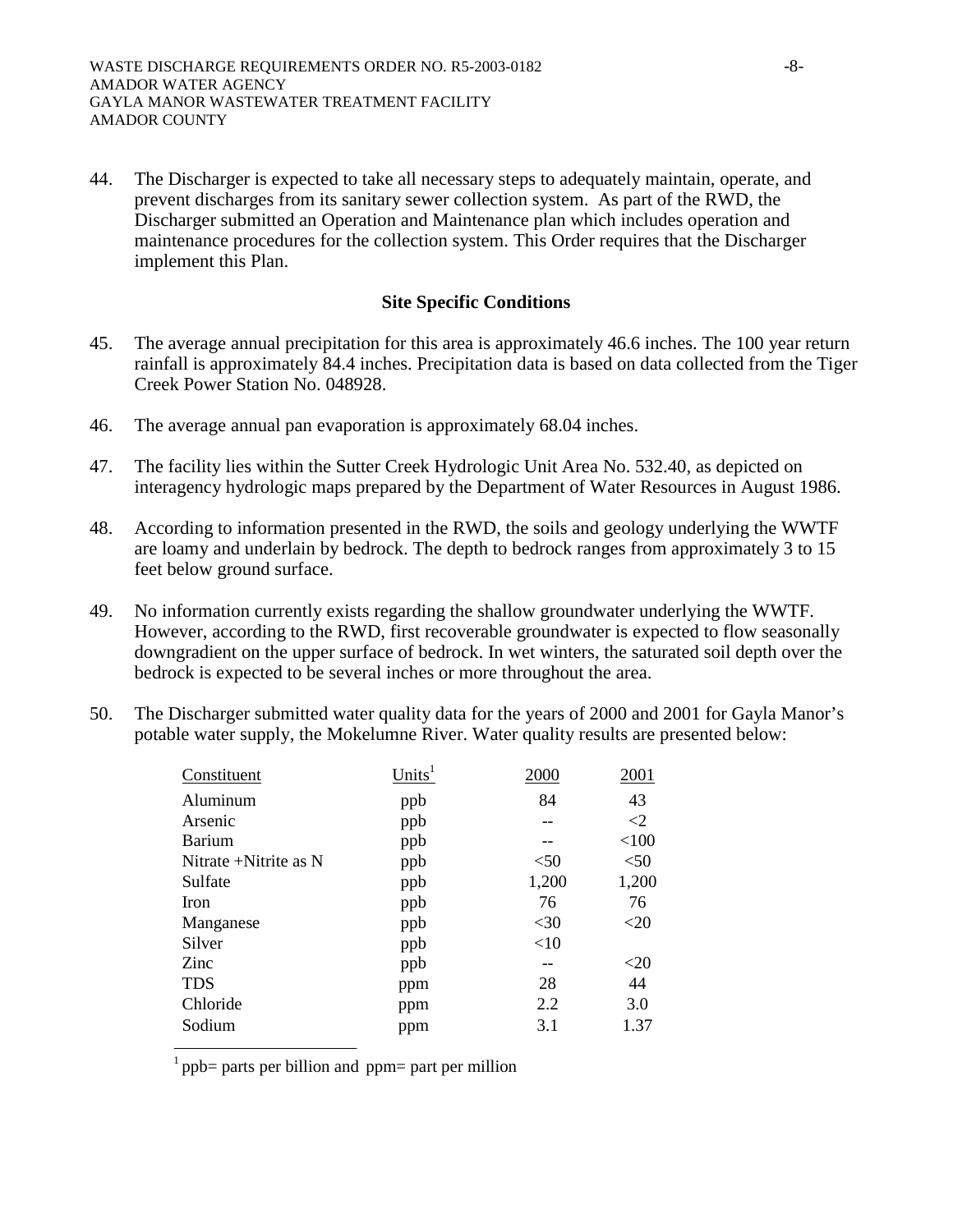44. The Discharger is expected to take all necessary steps to adequately maintain, operate, and prevent discharges from its sanitary sewer collection system. As part of the RWD, the Discharger submitted an Operation and Maintenance plan which includes operation and maintenance procedures for the collection system. This Order requires that the Discharger implement this Plan.

### Site Specific Conditions

45. The average annual precipitation for this area is approximately 46.6 inches. The 100 year return rainfall is approximately 84.4 inches. Precipitation data is based on data collected from the Tiger Creek Power Station No. 048928.

46. The average annual pan evaporation is approximately 68.04 inches.

47. The facility lies within the Sutter Creek Hydrologic Unit Area No. 532.40, as depicted on interagency hydrologic maps prepared by the Department of Water Resources in August 1986.

48. According to information presented in the RWD, the soils and geology underlying the WWTF are loamy and underlain by bedrock. The depth to bedrock ranges from approximately 3 to 15 feet below ground surface.

49. No information currently exists regarding the shallow groundwater underlying the WWTF. However, according to the RWD, first recoverable groundwater is expected to flow seasonally downgradient on the upper surface of bedrock. In wet winters, the saturated soil depth over the bedrock is expected to be several inches or more throughout the area.

50. The Discharger submitted water quality data for the years of 2000 and 2001 for Gayla Manor's potable water supply, the Mokelumne River. Water quality results are presented below:

| Constituent | Units[1] | 2000 | 2001 |
|---|---|---|---|
| Aluminum | ppb | 84 | 43 |
| Arsenic | ppb | -- | <2 |
| Barium | ppb | -- | <100 |
| Nitrate +Nitrite as N | ppb | <50 | <50 |
| Sulfate | ppb | 1,200 | 1,200 |
| Iron | ppb | 76 | 76 |
| Manganese | ppb | <30 | <20 |
| Silver | ppb | <10 | |
| Zinc | ppb | -- | <20 |
| TDS | ppm | 28 | 44 |
| Chloride | ppm | 2.2 | 3.0 |
| Sodium | ppm | 3.1 | 1.37 |

[1] ppb= parts per billion and ppm= part per million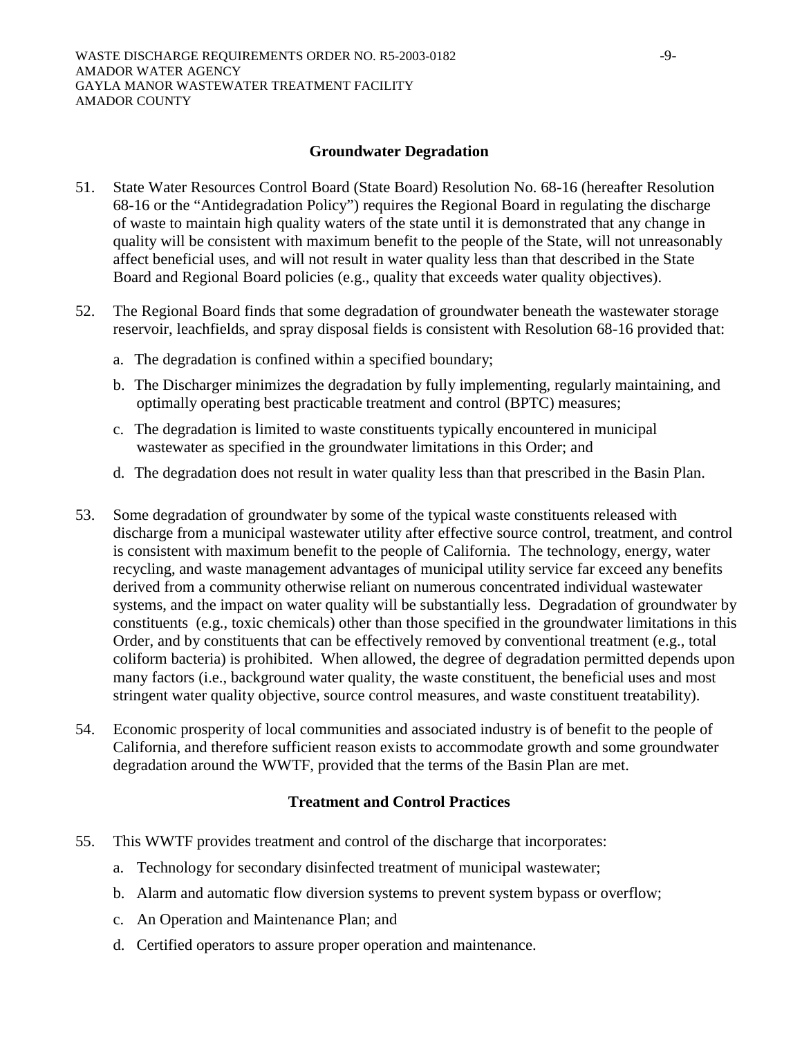## Groundwater Degradation

51. State Water Resources Control Board (State Board) Resolution No. 68-16 (hereafter Resolution 68-16 or the "Antidegradation Policy") requires the Regional Board in regulating the discharge of waste to maintain high quality waters of the state until it is demonstrated that any change in quality will be consistent with maximum benefit to the people of the State, will not unreasonably affect beneficial uses, and will not result in water quality less than that described in the State Board and Regional Board policies (e.g., quality that exceeds water quality objectives).

52. The Regional Board finds that some degradation of groundwater beneath the wastewater storage reservoir, leachfields, and spray disposal fields is consistent with Resolution 68-16 provided that:

    a. The degradation is confined within a specified boundary;

    b. The Discharger minimizes the degradation by fully implementing, regularly maintaining, and optimally operating best practicable treatment and control (BPTC) measures;

    c. The degradation is limited to waste constituents typically encountered in municipal wastewater as specified in the groundwater limitations in this Order; and

    d. The degradation does not result in water quality less than that prescribed in the Basin Plan.

53. Some degradation of groundwater by some of the typical waste constituents released with discharge from a municipal wastewater utility after effective source control, treatment, and control is consistent with maximum benefit to the people of California. The technology, energy, water recycling, and waste management advantages of municipal utility service far exceed any benefits derived from a community otherwise reliant on numerous concentrated individual wastewater systems, and the impact on water quality will be substantially less. Degradation of groundwater by constituents (e.g., toxic chemicals) other than those specified in the groundwater limitations in this Order, and by constituents that can be effectively removed by conventional treatment (e.g., total coliform bacteria) is prohibited. When allowed, the degree of degradation permitted depends upon many factors (i.e., background water quality, the waste constituent, the beneficial uses and most stringent water quality objective, source control measures, and waste constituent treatability).

54. Economic prosperity of local communities and associated industry is of benefit to the people of California, and therefore sufficient reason exists to accommodate growth and some groundwater degradation around the WWTF, provided that the terms of the Basin Plan are met.

## Treatment and Control Practices

55. This WWTF provides treatment and control of the discharge that incorporates:

    a. Technology for secondary disinfected treatment of municipal wastewater;

    b. Alarm and automatic flow diversion systems to prevent system bypass or overflow;

    c. An Operation and Maintenance Plan; and

    d. Certified operators to assure proper operation and maintenance.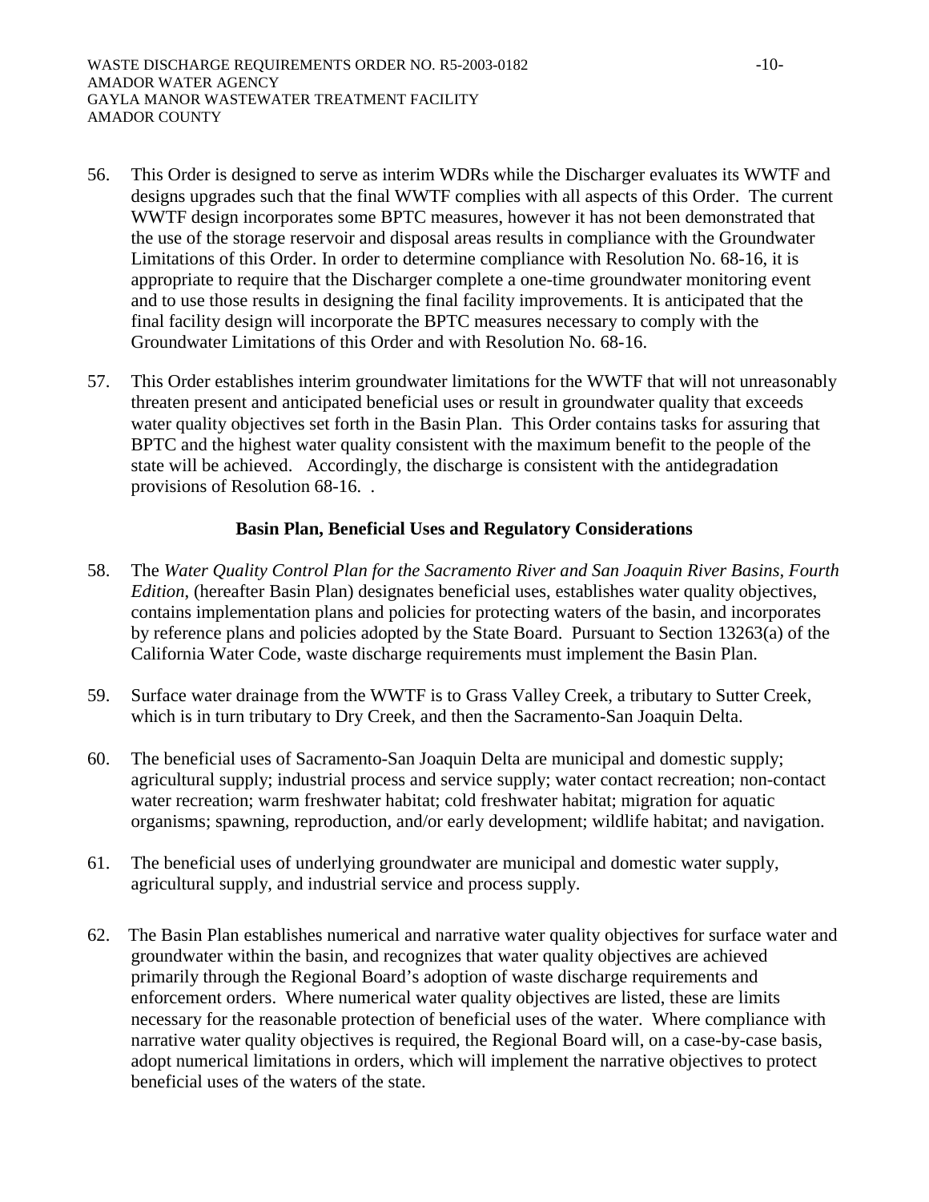56. This Order is designed to serve as interim WDRs while the Discharger evaluates its WWTF and designs upgrades such that the final WWTF complies with all aspects of this Order. The current WWTF design incorporates some BPTC measures, however it has not been demonstrated that the use of the storage reservoir and disposal areas results in compliance with the Groundwater Limitations of this Order. In order to determine compliance with Resolution No. 68-16, it is appropriate to require that the Discharger complete a one-time groundwater monitoring event and to use those results in designing the final facility improvements. It is anticipated that the final facility design will incorporate the BPTC measures necessary to comply with the Groundwater Limitations of this Order and with Resolution No. 68-16.

57. This Order establishes interim groundwater limitations for the WWTF that will not unreasonably threaten present and anticipated beneficial uses or result in groundwater quality that exceeds water quality objectives set forth in the Basin Plan. This Order contains tasks for assuring that BPTC and the highest water quality consistent with the maximum benefit to the people of the state will be achieved. Accordingly, the discharge is consistent with the antidegradation provisions of Resolution 68-16. .

### Basin Plan, Beneficial Uses and Regulatory Considerations

58. The *Water Quality Control Plan for the Sacramento River and San Joaquin River Basins, Fourth Edition*, (hereafter Basin Plan) designates beneficial uses, establishes water quality objectives, contains implementation plans and policies for protecting waters of the basin, and incorporates by reference plans and policies adopted by the State Board. Pursuant to Section 13263(a) of the California Water Code, waste discharge requirements must implement the Basin Plan.

59. Surface water drainage from the WWTF is to Grass Valley Creek, a tributary to Sutter Creek, which is in turn tributary to Dry Creek, and then the Sacramento-San Joaquin Delta.

60. The beneficial uses of Sacramento-San Joaquin Delta are municipal and domestic supply; agricultural supply; industrial process and service supply; water contact recreation; non-contact water recreation; warm freshwater habitat; cold freshwater habitat; migration for aquatic organisms; spawning, reproduction, and/or early development; wildlife habitat; and navigation.

61. The beneficial uses of underlying groundwater are municipal and domestic water supply, agricultural supply, and industrial service and process supply.

62. The Basin Plan establishes numerical and narrative water quality objectives for surface water and groundwater within the basin, and recognizes that water quality objectives are achieved primarily through the Regional Board's adoption of waste discharge requirements and enforcement orders. Where numerical water quality objectives are listed, these are limits necessary for the reasonable protection of beneficial uses of the water. Where compliance with narrative water quality objectives is required, the Regional Board will, on a case-by-case basis, adopt numerical limitations in orders, which will implement the narrative objectives to protect beneficial uses of the waters of the state.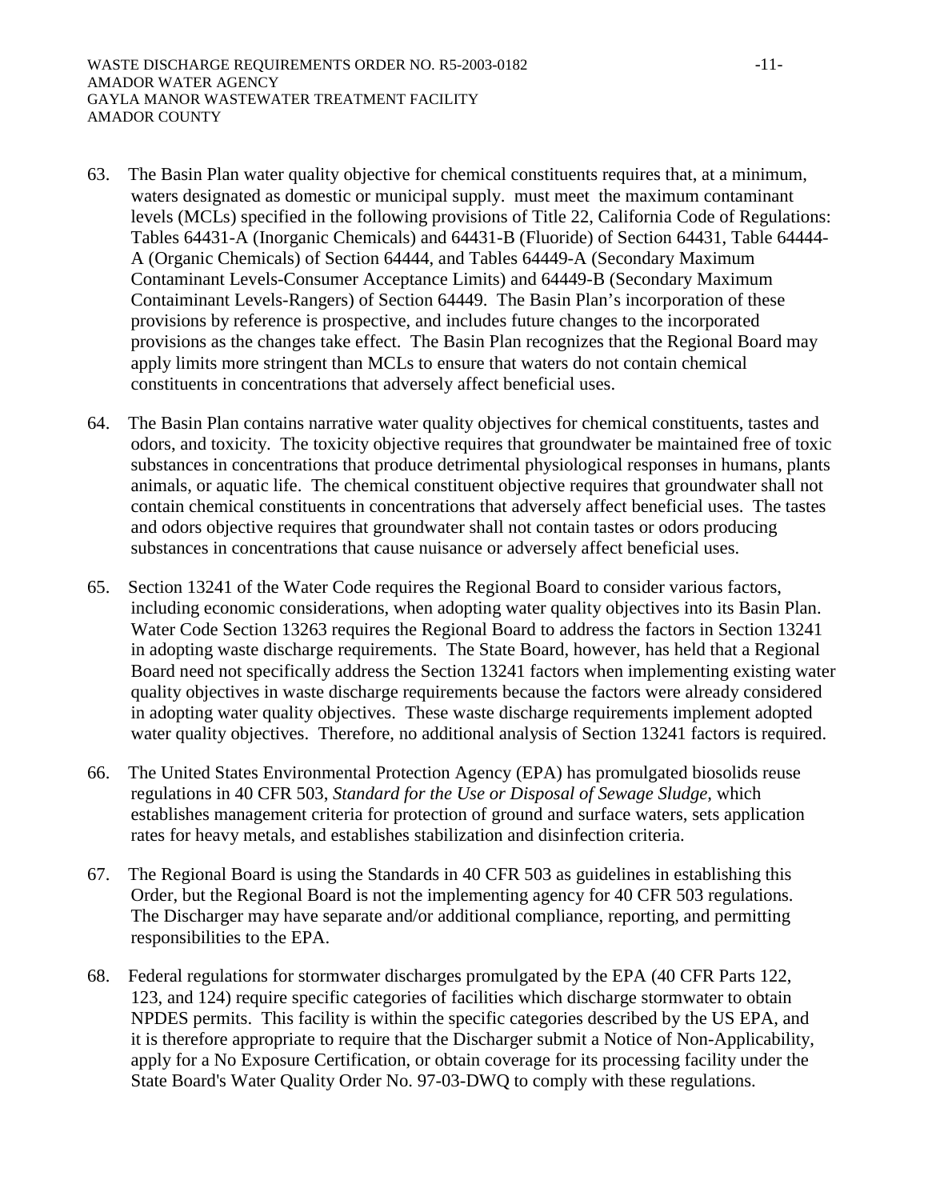63. The Basin Plan water quality objective for chemical constituents requires that, at a minimum, waters designated as domestic or municipal supply. must meet the maximum contaminant levels (MCLs) specified in the following provisions of Title 22, California Code of Regulations: Tables 64431-A (Inorganic Chemicals) and 64431-B (Fluoride) of Section 64431, Table 64444-A (Organic Chemicals) of Section 64444, and Tables 64449-A (Secondary Maximum Contaminant Levels-Consumer Acceptance Limits) and 64449-B (Secondary Maximum Contaiminant Levels-Rangers) of Section 64449. The Basin Plan's incorporation of these provisions by reference is prospective, and includes future changes to the incorporated provisions as the changes take effect. The Basin Plan recognizes that the Regional Board may apply limits more stringent than MCLs to ensure that waters do not contain chemical constituents in concentrations that adversely affect beneficial uses.

64. The Basin Plan contains narrative water quality objectives for chemical constituents, tastes and odors, and toxicity. The toxicity objective requires that groundwater be maintained free of toxic substances in concentrations that produce detrimental physiological responses in humans, plants animals, or aquatic life. The chemical constituent objective requires that groundwater shall not contain chemical constituents in concentrations that adversely affect beneficial uses. The tastes and odors objective requires that groundwater shall not contain tastes or odors producing substances in concentrations that cause nuisance or adversely affect beneficial uses.

65. Section 13241 of the Water Code requires the Regional Board to consider various factors, including economic considerations, when adopting water quality objectives into its Basin Plan. Water Code Section 13263 requires the Regional Board to address the factors in Section 13241 in adopting waste discharge requirements. The State Board, however, has held that a Regional Board need not specifically address the Section 13241 factors when implementing existing water quality objectives in waste discharge requirements because the factors were already considered in adopting water quality objectives. These waste discharge requirements implement adopted water quality objectives. Therefore, no additional analysis of Section 13241 factors is required.

66. The United States Environmental Protection Agency (EPA) has promulgated biosolids reuse regulations in 40 CFR 503, *Standard for the Use or Disposal of Sewage Sludge,* which establishes management criteria for protection of ground and surface waters, sets application rates for heavy metals, and establishes stabilization and disinfection criteria.

67. The Regional Board is using the Standards in 40 CFR 503 as guidelines in establishing this Order, but the Regional Board is not the implementing agency for 40 CFR 503 regulations. The Discharger may have separate and/or additional compliance, reporting, and permitting responsibilities to the EPA.

68. Federal regulations for stormwater discharges promulgated by the EPA (40 CFR Parts 122, 123, and 124) require specific categories of facilities which discharge stormwater to obtain NPDES permits. This facility is within the specific categories described by the US EPA, and it is therefore appropriate to require that the Discharger submit a Notice of Non-Applicability, apply for a No Exposure Certification, or obtain coverage for its processing facility under the State Board's Water Quality Order No. 97-03-DWQ to comply with these regulations.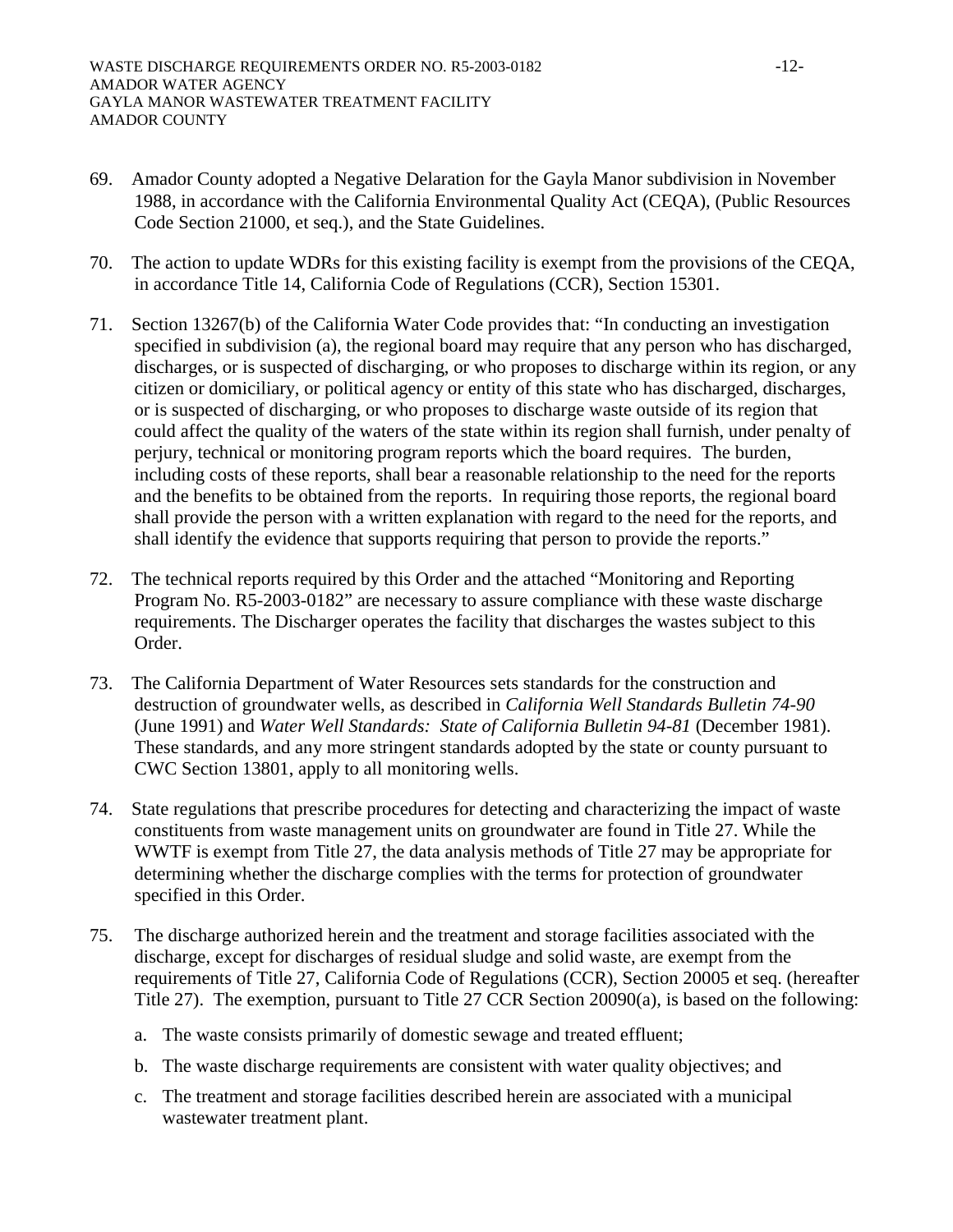69. Amador County adopted a Negative Delaration for the Gayla Manor subdivision in November 1988, in accordance with the California Environmental Quality Act (CEQA), (Public Resources Code Section 21000, et seq.), and the State Guidelines.

70. The action to update WDRs for this existing facility is exempt from the provisions of the CEQA, in accordance Title 14, California Code of Regulations (CCR), Section 15301.

71. Section 13267(b) of the California Water Code provides that: "In conducting an investigation specified in subdivision (a), the regional board may require that any person who has discharged, discharges, or is suspected of discharging, or who proposes to discharge within its region, or any citizen or domiciliary, or political agency or entity of this state who has discharged, discharges, or is suspected of discharging, or who proposes to discharge waste outside of its region that could affect the quality of the waters of the state within its region shall furnish, under penalty of perjury, technical or monitoring program reports which the board requires. The burden, including costs of these reports, shall bear a reasonable relationship to the need for the reports and the benefits to be obtained from the reports. In requiring those reports, the regional board shall provide the person with a written explanation with regard to the need for the reports, and shall identify the evidence that supports requiring that person to provide the reports."

72. The technical reports required by this Order and the attached "Monitoring and Reporting Program No. R5-2003-0182" are necessary to assure compliance with these waste discharge requirements. The Discharger operates the facility that discharges the wastes subject to this Order.

73. The California Department of Water Resources sets standards for the construction and destruction of groundwater wells, as described in *California Well Standards Bulletin 74-90* (June 1991) and *Water Well Standards: State of California Bulletin 94-81* (December 1981). These standards, and any more stringent standards adopted by the state or county pursuant to CWC Section 13801, apply to all monitoring wells.

74. State regulations that prescribe procedures for detecting and characterizing the impact of waste constituents from waste management units on groundwater are found in Title 27. While the WWTF is exempt from Title 27, the data analysis methods of Title 27 may be appropriate for determining whether the discharge complies with the terms for protection of groundwater specified in this Order.

75. The discharge authorized herein and the treatment and storage facilities associated with the discharge, except for discharges of residual sludge and solid waste, are exempt from the requirements of Title 27, California Code of Regulations (CCR), Section 20005 et seq. (hereafter Title 27). The exemption, pursuant to Title 27 CCR Section 20090(a), is based on the following:

    a. The waste consists primarily of domestic sewage and treated effluent;

    b. The waste discharge requirements are consistent with water quality objectives; and

    c. The treatment and storage facilities described herein are associated with a municipal wastewater treatment plant.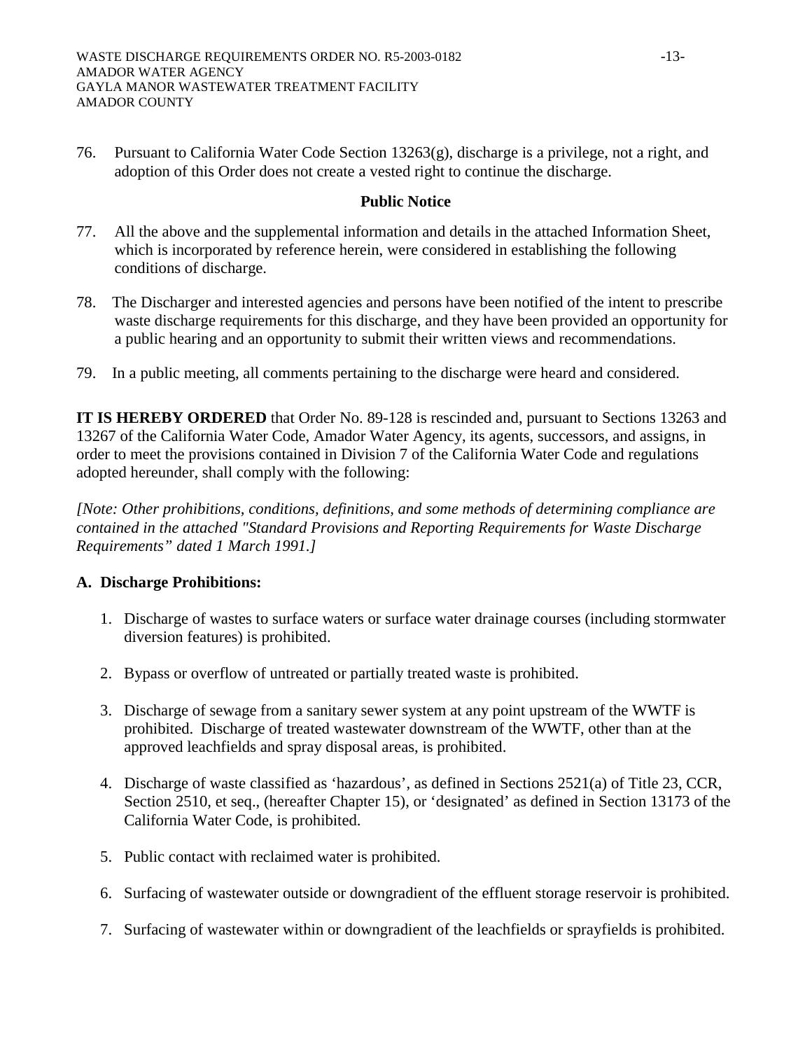76. Pursuant to California Water Code Section 13263(g), discharge is a privilege, not a right, and adoption of this Order does not create a vested right to continue the discharge.

**Public Notice**

77. All the above and the supplemental information and details in the attached Information Sheet, which is incorporated by reference herein, were considered in establishing the following conditions of discharge.

78. The Discharger and interested agencies and persons have been notified of the intent to prescribe waste discharge requirements for this discharge, and they have been provided an opportunity for a public hearing and an opportunity to submit their written views and recommendations.

79. In a public meeting, all comments pertaining to the discharge were heard and considered.

**IT IS HEREBY ORDERED** that Order No. 89-128 is rescinded and, pursuant to Sections 13263 and 13267 of the California Water Code, Amador Water Agency, its agents, successors, and assigns, in order to meet the provisions contained in Division 7 of the California Water Code and regulations adopted hereunder, shall comply with the following:

*[Note: Other prohibitions, conditions, definitions, and some methods of determining compliance are contained in the attached "Standard Provisions and Reporting Requirements for Waste Discharge Requirements" dated 1 March 1991.]*

**A. Discharge Prohibitions:**

1. Discharge of wastes to surface waters or surface water drainage courses (including stormwater diversion features) is prohibited.

2. Bypass or overflow of untreated or partially treated waste is prohibited.

3. Discharge of sewage from a sanitary sewer system at any point upstream of the WWTF is prohibited. Discharge of treated wastewater downstream of the WWTF, other than at the approved leachfields and spray disposal areas, is prohibited.

4. Discharge of waste classified as 'hazardous', as defined in Sections 2521(a) of Title 23, CCR, Section 2510, et seq., (hereafter Chapter 15), or 'designated' as defined in Section 13173 of the California Water Code, is prohibited.

5. Public contact with reclaimed water is prohibited.

6. Surfacing of wastewater outside or downgradient of the effluent storage reservoir is prohibited.

7. Surfacing of wastewater within or downgradient of the leachfields or sprayfields is prohibited.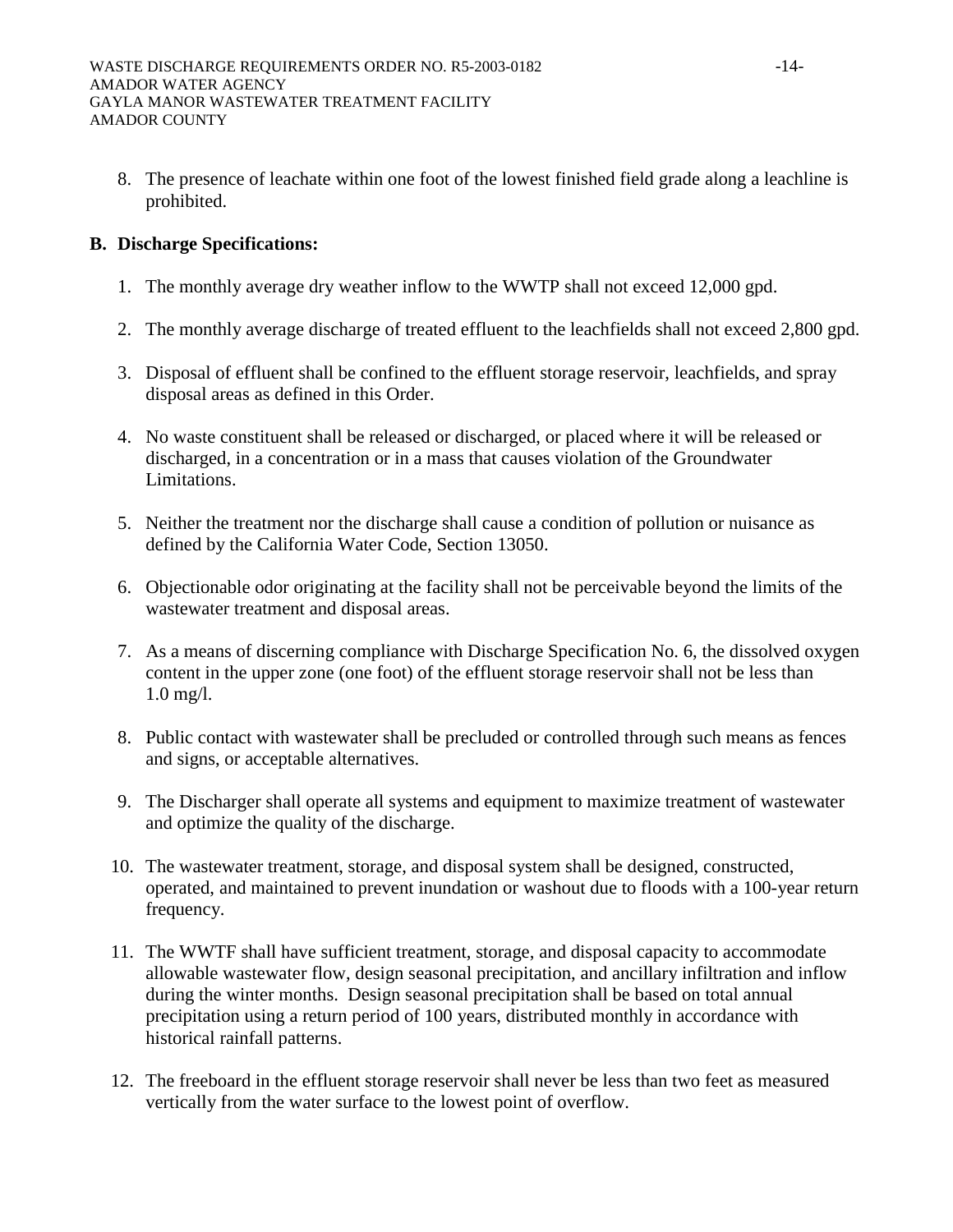8. The presence of leachate within one foot of the lowest finished field grade along a leachline is prohibited.

**B. Discharge Specifications:**

1. The monthly average dry weather inflow to the WWTP shall not exceed 12,000 gpd.

2. The monthly average discharge of treated effluent to the leachfields shall not exceed 2,800 gpd.

3. Disposal of effluent shall be confined to the effluent storage reservoir, leachfields, and spray disposal areas as defined in this Order.

4. No waste constituent shall be released or discharged, or placed where it will be released or discharged, in a concentration or in a mass that causes violation of the Groundwater Limitations.

5. Neither the treatment nor the discharge shall cause a condition of pollution or nuisance as defined by the California Water Code, Section 13050.

6. Objectionable odor originating at the facility shall not be perceivable beyond the limits of the wastewater treatment and disposal areas.

7. As a means of discerning compliance with Discharge Specification No. 6, the dissolved oxygen content in the upper zone (one foot) of the effluent storage reservoir shall not be less than 1.0 mg/l.

8. Public contact with wastewater shall be precluded or controlled through such means as fences and signs, or acceptable alternatives.

9. The Discharger shall operate all systems and equipment to maximize treatment of wastewater and optimize the quality of the discharge.

10. The wastewater treatment, storage, and disposal system shall be designed, constructed, operated, and maintained to prevent inundation or washout due to floods with a 100-year return frequency.

11. The WWTF shall have sufficient treatment, storage, and disposal capacity to accommodate allowable wastewater flow, design seasonal precipitation, and ancillary infiltration and inflow during the winter months. Design seasonal precipitation shall be based on total annual precipitation using a return period of 100 years, distributed monthly in accordance with historical rainfall patterns.

12. The freeboard in the effluent storage reservoir shall never be less than two feet as measured vertically from the water surface to the lowest point of overflow.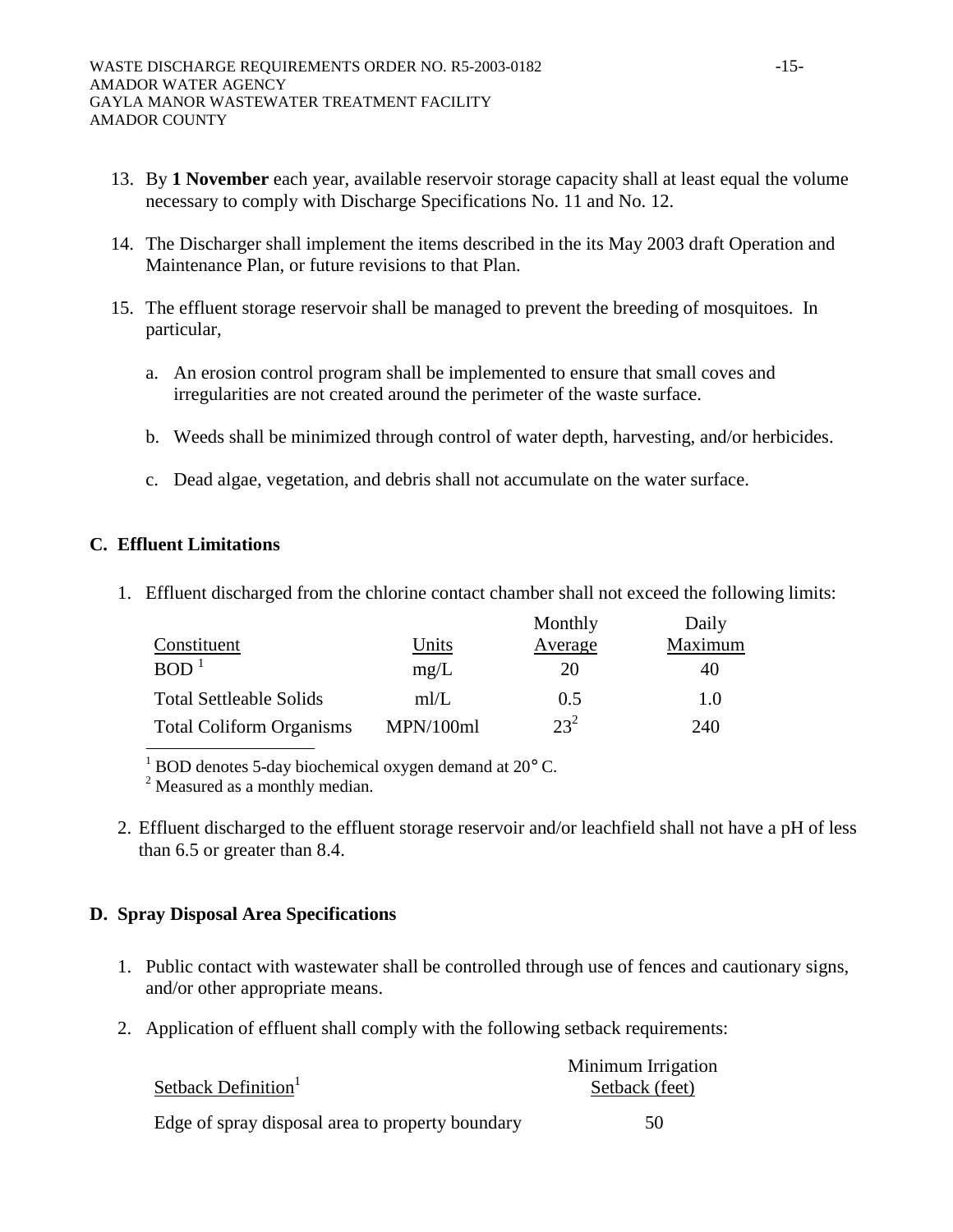13. By **1 November** each year, available reservoir storage capacity shall at least equal the volume necessary to comply with Discharge Specifications No. 11 and No. 12.

14. The Discharger shall implement the items described in the its May 2003 draft Operation and Maintenance Plan, or future revisions to that Plan.

15. The effluent storage reservoir shall be managed to prevent the breeding of mosquitoes. In particular,

    a. An erosion control program shall be implemented to ensure that small coves and irregularities are not created around the perimeter of the waste surface.

    b. Weeds shall be minimized through control of water depth, harvesting, and/or herbicides.

    c. Dead algae, vegetation, and debris shall not accumulate on the water surface.

## C. Effluent Limitations

1. Effluent discharged from the chlorine contact chamber shall not exceed the following limits:

| Constituent | Units | Monthly Average | Daily Maximum |
|---|---|---|---|
| BOD [1] | mg/L | 20 | 40 |
| Total Settleable Solids | ml/L | 0.5 | 1.0 |
| Total Coliform Organisms | MPN/100ml | 23[2] | 240 |

[1] BOD denotes 5-day biochemical oxygen demand at 20° C.
[2] Measured as a monthly median.

2. Effluent discharged to the effluent storage reservoir and/or leachfield shall not have a pH of less than 6.5 or greater than 8.4.

## D. Spray Disposal Area Specifications

1. Public contact with wastewater shall be controlled through use of fences and cautionary signs, and/or other appropriate means.

2. Application of effluent shall comply with the following setback requirements:

| Setback Definition[1] | Minimum Irrigation Setback (feet) |
|---|---|
| Edge of spray disposal area to property boundary | 50 |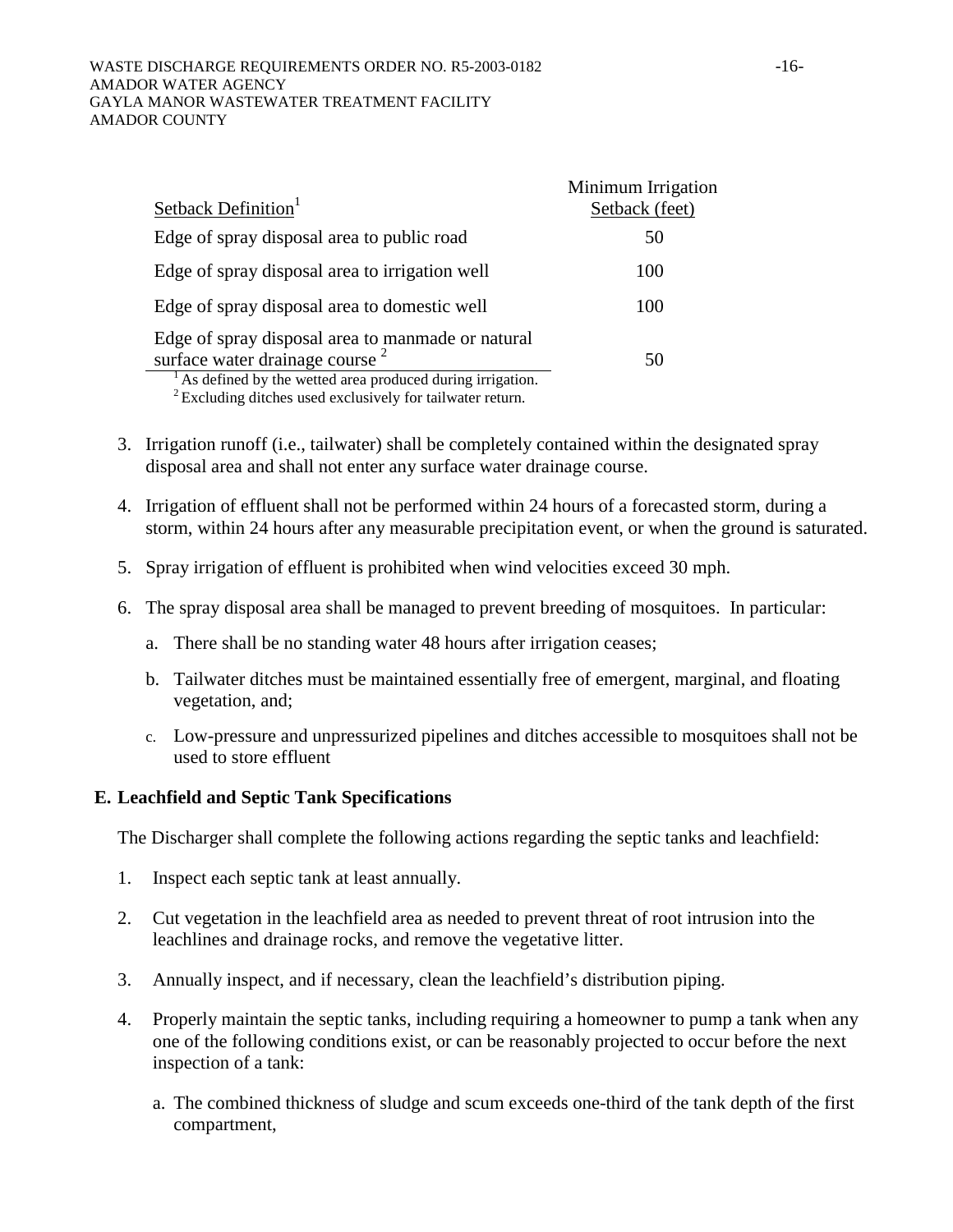| Setback Definition[1] | Minimum Irrigation Setback (feet) |
|---|---|
| Edge of spray disposal area to public road | 50 |
| Edge of spray disposal area to irrigation well | 100 |
| Edge of spray disposal area to domestic well | 100 |
| Edge of spray disposal area to manmade or natural surface water drainage course [2] | 50 |

[1] As defined by the wetted area produced during irrigation.
[2] Excluding ditches used exclusively for tailwater return.

3. Irrigation runoff (i.e., tailwater) shall be completely contained within the designated spray disposal area and shall not enter any surface water drainage course.

4. Irrigation of effluent shall not be performed within 24 hours of a forecasted storm, during a storm, within 24 hours after any measurable precipitation event, or when the ground is saturated.

5. Spray irrigation of effluent is prohibited when wind velocities exceed 30 mph.

6. The spray disposal area shall be managed to prevent breeding of mosquitoes. In particular:

   a. There shall be no standing water 48 hours after irrigation ceases;

   b. Tailwater ditches must be maintained essentially free of emergent, marginal, and floating vegetation, and;

   c. Low-pressure and unpressurized pipelines and ditches accessible to mosquitoes shall not be used to store effluent

**E. Leachfield and Septic Tank Specifications**

The Discharger shall complete the following actions regarding the septic tanks and leachfield:

1. Inspect each septic tank at least annually.

2. Cut vegetation in the leachfield area as needed to prevent threat of root intrusion into the leachlines and drainage rocks, and remove the vegetative litter.

3. Annually inspect, and if necessary, clean the leachfield's distribution piping.

4. Properly maintain the septic tanks, including requiring a homeowner to pump a tank when any one of the following conditions exist, or can be reasonably projected to occur before the next inspection of a tank:

   a. The combined thickness of sludge and scum exceeds one-third of the tank depth of the first compartment,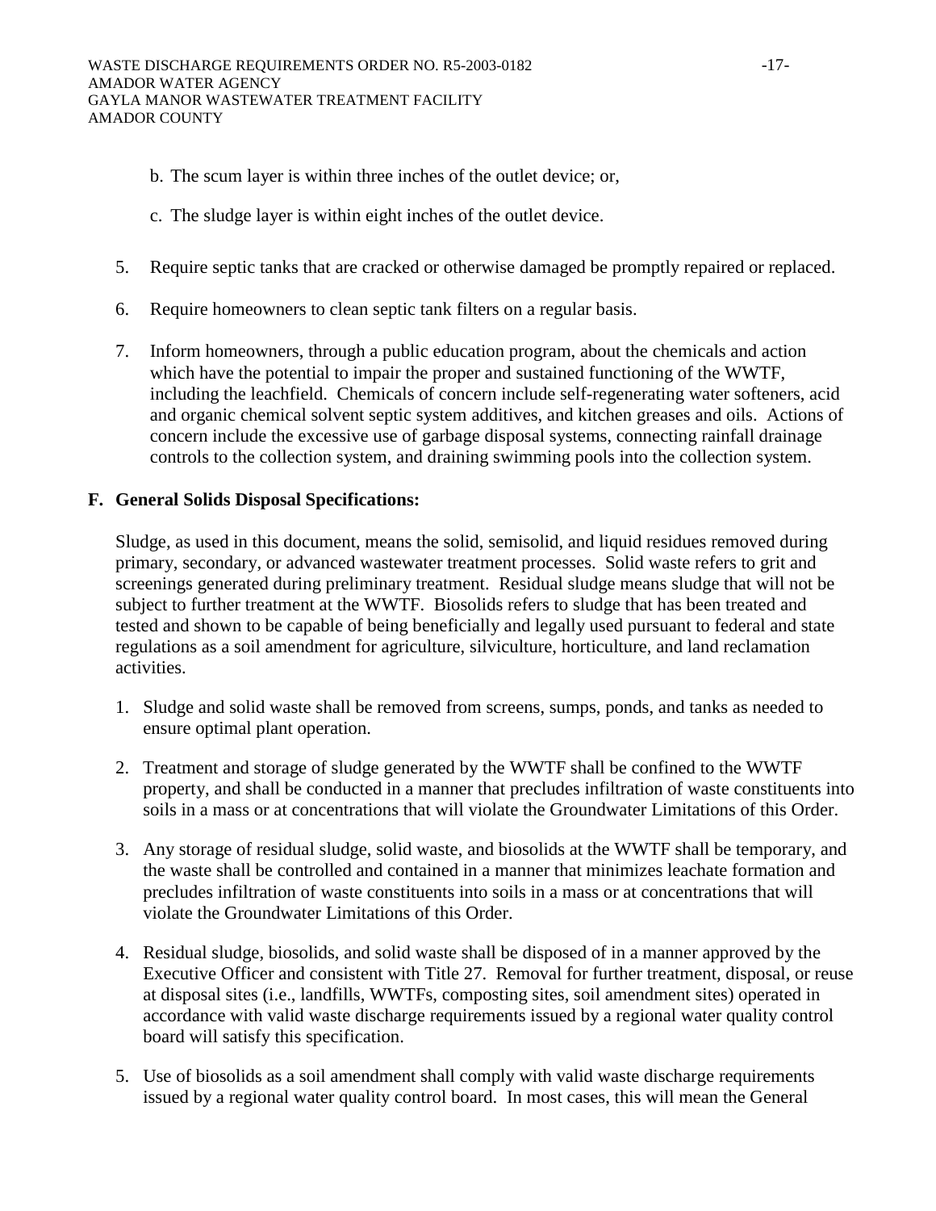b. The scum layer is within three inches of the outlet device; or,

c. The sludge layer is within eight inches of the outlet device.

5. Require septic tanks that are cracked or otherwise damaged be promptly repaired or replaced.

6. Require homeowners to clean septic tank filters on a regular basis.

7. Inform homeowners, through a public education program, about the chemicals and action which have the potential to impair the proper and sustained functioning of the WWTF, including the leachfield. Chemicals of concern include self-regenerating water softeners, acid and organic chemical solvent septic system additives, and kitchen greases and oils. Actions of concern include the excessive use of garbage disposal systems, connecting rainfall drainage controls to the collection system, and draining swimming pools into the collection system.

**F. General Solids Disposal Specifications:**

Sludge, as used in this document, means the solid, semisolid, and liquid residues removed during primary, secondary, or advanced wastewater treatment processes. Solid waste refers to grit and screenings generated during preliminary treatment. Residual sludge means sludge that will not be subject to further treatment at the WWTF. Biosolids refers to sludge that has been treated and tested and shown to be capable of being beneficially and legally used pursuant to federal and state regulations as a soil amendment for agriculture, silviculture, horticulture, and land reclamation activities.

1. Sludge and solid waste shall be removed from screens, sumps, ponds, and tanks as needed to ensure optimal plant operation.

2. Treatment and storage of sludge generated by the WWTF shall be confined to the WWTF property, and shall be conducted in a manner that precludes infiltration of waste constituents into soils in a mass or at concentrations that will violate the Groundwater Limitations of this Order.

3. Any storage of residual sludge, solid waste, and biosolids at the WWTF shall be temporary, and the waste shall be controlled and contained in a manner that minimizes leachate formation and precludes infiltration of waste constituents into soils in a mass or at concentrations that will violate the Groundwater Limitations of this Order.

4. Residual sludge, biosolids, and solid waste shall be disposed of in a manner approved by the Executive Officer and consistent with Title 27. Removal for further treatment, disposal, or reuse at disposal sites (i.e., landfills, WWTFs, composting sites, soil amendment sites) operated in accordance with valid waste discharge requirements issued by a regional water quality control board will satisfy this specification.

5. Use of biosolids as a soil amendment shall comply with valid waste discharge requirements issued by a regional water quality control board. In most cases, this will mean the General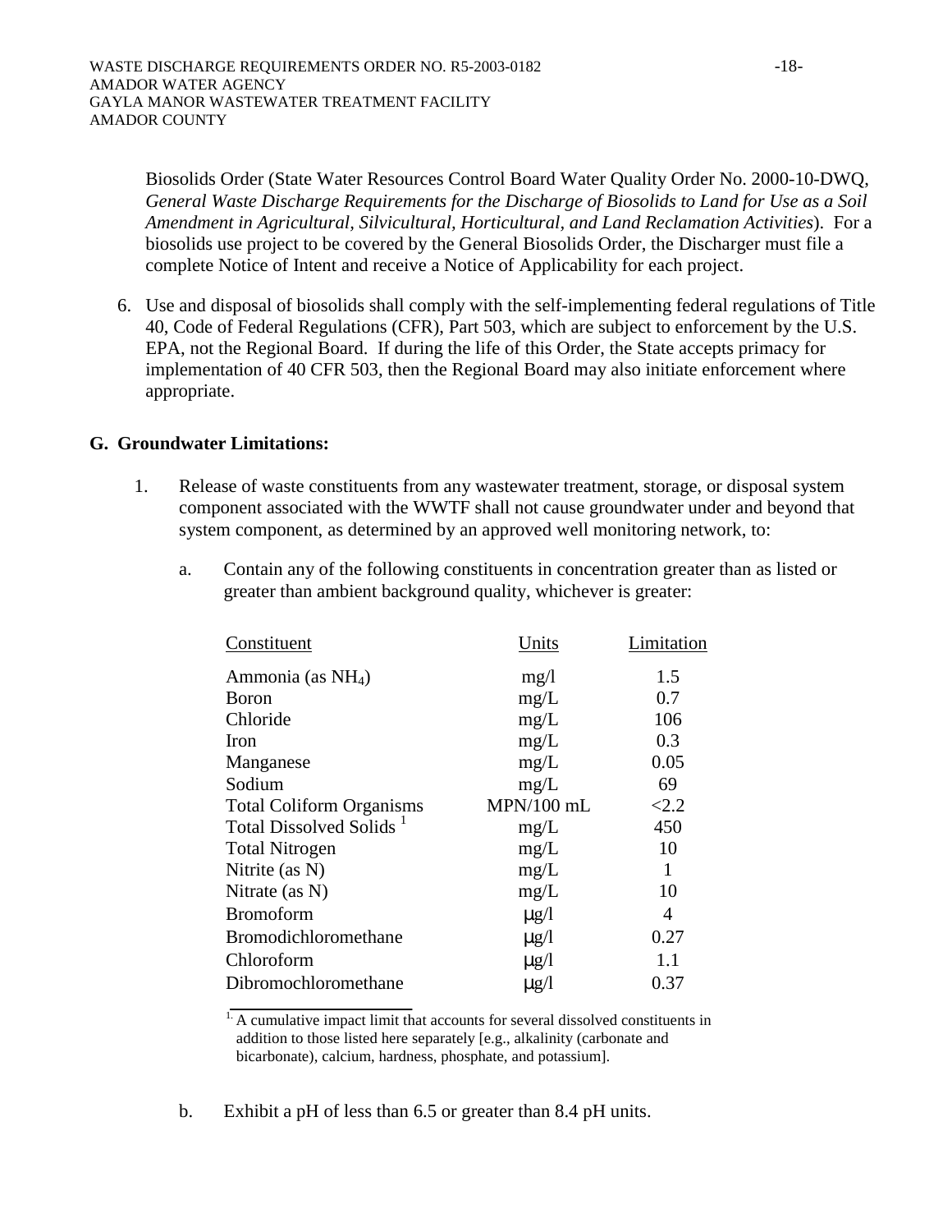Biosolids Order (State Water Resources Control Board Water Quality Order No. 2000-10-DWQ, *General Waste Discharge Requirements for the Discharge of Biosolids to Land for Use as a Soil Amendment in Agricultural, Silvicultural, Horticultural, and Land Reclamation Activities*). For a biosolids use project to be covered by the General Biosolids Order, the Discharger must file a complete Notice of Intent and receive a Notice of Applicability for each project.

6. Use and disposal of biosolids shall comply with the self-implementing federal regulations of Title 40, Code of Federal Regulations (CFR), Part 503, which are subject to enforcement by the U.S. EPA, not the Regional Board. If during the life of this Order, the State accepts primacy for implementation of 40 CFR 503, then the Regional Board may also initiate enforcement where appropriate.

## G. Groundwater Limitations:

1. Release of waste constituents from any wastewater treatment, storage, or disposal system component associated with the WWTF shall not cause groundwater under and beyond that system component, as determined by an approved well monitoring network, to:

   a. Contain any of the following constituents in concentration greater than as listed or greater than ambient background quality, whichever is greater:

| Constituent | Units | Limitation |
|---|---|---|
| Ammonia (as $NH_4$) | mg/l | 1.5 |
| Boron | mg/L | 0.7 |
| Chloride | mg/L | 106 |
| Iron | mg/L | 0.3 |
| Manganese | mg/L | 0.05 |
| Sodium | mg/L | 69 |
| Total Coliform Organisms | MPN/100 mL | <2.2 |
| Total Dissolved Solids [1] | mg/L | 450 |
| Total Nitrogen | mg/L | 10 |
| Nitrite (as N) | mg/L | 1 |
| Nitrate (as N) | mg/L | 10 |
| Bromoform | μg/l | 4 |
| Bromodichloromethane | μg/l | 0.27 |
| Chloroform | μg/l | 1.1 |
| Dibromochloromethane | μg/l | 0.37 |

[1] A cumulative impact limit that accounts for several dissolved constituents in addition to those listed here separately [e.g., alkalinity (carbonate and bicarbonate), calcium, hardness, phosphate, and potassium].

   b. Exhibit a pH of less than 6.5 or greater than 8.4 pH units.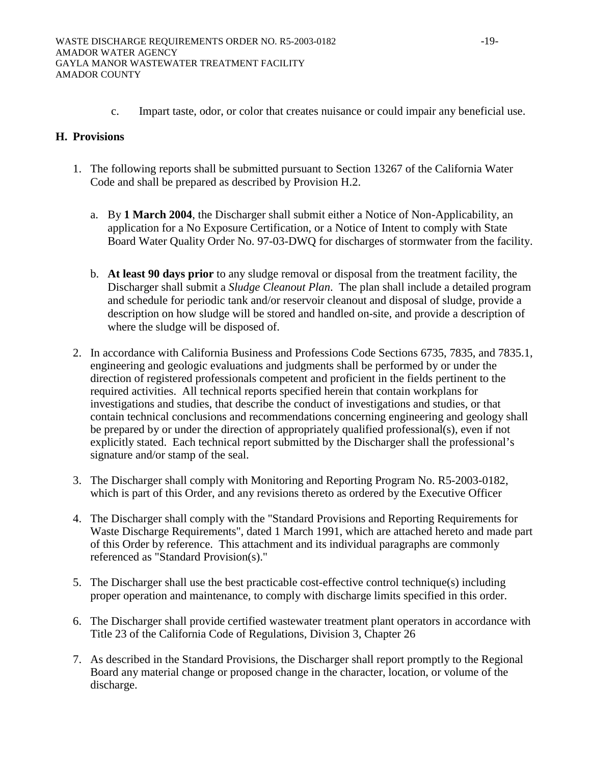c. Impart taste, odor, or color that creates nuisance or could impair any beneficial use.

## H. Provisions

1. The following reports shall be submitted pursuant to Section 13267 of the California Water Code and shall be prepared as described by Provision H.2.

   a. By **1 March 2004**, the Discharger shall submit either a Notice of Non-Applicability, an application for a No Exposure Certification, or a Notice of Intent to comply with State Board Water Quality Order No. 97-03-DWQ for discharges of stormwater from the facility.

   b. **At least 90 days prior** to any sludge removal or disposal from the treatment facility, the Discharger shall submit a *Sludge Cleanout Plan*. The plan shall include a detailed program and schedule for periodic tank and/or reservoir cleanout and disposal of sludge, provide a description on how sludge will be stored and handled on-site, and provide a description of where the sludge will be disposed of.

2. In accordance with California Business and Professions Code Sections 6735, 7835, and 7835.1, engineering and geologic evaluations and judgments shall be performed by or under the direction of registered professionals competent and proficient in the fields pertinent to the required activities. All technical reports specified herein that contain workplans for investigations and studies, that describe the conduct of investigations and studies, or that contain technical conclusions and recommendations concerning engineering and geology shall be prepared by or under the direction of appropriately qualified professional(s), even if not explicitly stated. Each technical report submitted by the Discharger shall the professional's signature and/or stamp of the seal.

3. The Discharger shall comply with Monitoring and Reporting Program No. R5-2003-0182, which is part of this Order, and any revisions thereto as ordered by the Executive Officer

4. The Discharger shall comply with the "Standard Provisions and Reporting Requirements for Waste Discharge Requirements", dated 1 March 1991, which are attached hereto and made part of this Order by reference. This attachment and its individual paragraphs are commonly referenced as "Standard Provision(s)."

5. The Discharger shall use the best practicable cost-effective control technique(s) including proper operation and maintenance, to comply with discharge limits specified in this order.

6. The Discharger shall provide certified wastewater treatment plant operators in accordance with Title 23 of the California Code of Regulations, Division 3, Chapter 26

7. As described in the Standard Provisions, the Discharger shall report promptly to the Regional Board any material change or proposed change in the character, location, or volume of the discharge.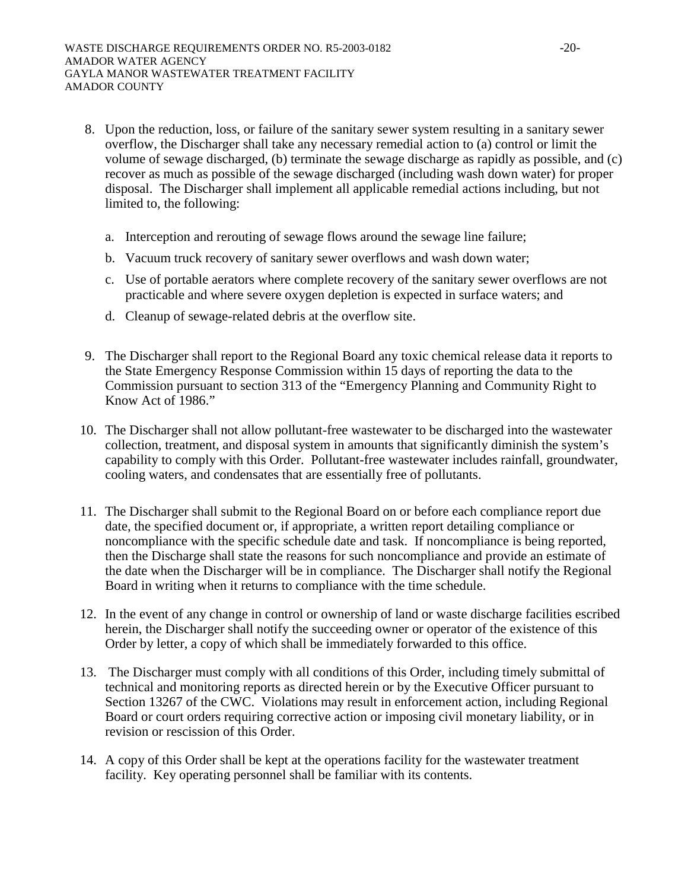8. Upon the reduction, loss, or failure of the sanitary sewer system resulting in a sanitary sewer overflow, the Discharger shall take any necessary remedial action to (a) control or limit the volume of sewage discharged, (b) terminate the sewage discharge as rapidly as possible, and (c) recover as much as possible of the sewage discharged (including wash down water) for proper disposal. The Discharger shall implement all applicable remedial actions including, but not limited to, the following:

   a. Interception and rerouting of sewage flows around the sewage line failure;

   b. Vacuum truck recovery of sanitary sewer overflows and wash down water;

   c. Use of portable aerators where complete recovery of the sanitary sewer overflows are not practicable and where severe oxygen depletion is expected in surface waters; and

   d. Cleanup of sewage-related debris at the overflow site.

9. The Discharger shall report to the Regional Board any toxic chemical release data it reports to the State Emergency Response Commission within 15 days of reporting the data to the Commission pursuant to section 313 of the "Emergency Planning and Community Right to Know Act of 1986."

10. The Discharger shall not allow pollutant-free wastewater to be discharged into the wastewater collection, treatment, and disposal system in amounts that significantly diminish the system's capability to comply with this Order. Pollutant-free wastewater includes rainfall, groundwater, cooling waters, and condensates that are essentially free of pollutants.

11. The Discharger shall submit to the Regional Board on or before each compliance report due date, the specified document or, if appropriate, a written report detailing compliance or noncompliance with the specific schedule date and task. If noncompliance is being reported, then the Discharge shall state the reasons for such noncompliance and provide an estimate of the date when the Discharger will be in compliance. The Discharger shall notify the Regional Board in writing when it returns to compliance with the time schedule.

12. In the event of any change in control or ownership of land or waste discharge facilities escribed herein, the Discharger shall notify the succeeding owner or operator of the existence of this Order by letter, a copy of which shall be immediately forwarded to this office.

13. The Discharger must comply with all conditions of this Order, including timely submittal of technical and monitoring reports as directed herein or by the Executive Officer pursuant to Section 13267 of the CWC. Violations may result in enforcement action, including Regional Board or court orders requiring corrective action or imposing civil monetary liability, or in revision or rescission of this Order.

14. A copy of this Order shall be kept at the operations facility for the wastewater treatment facility. Key operating personnel shall be familiar with its contents.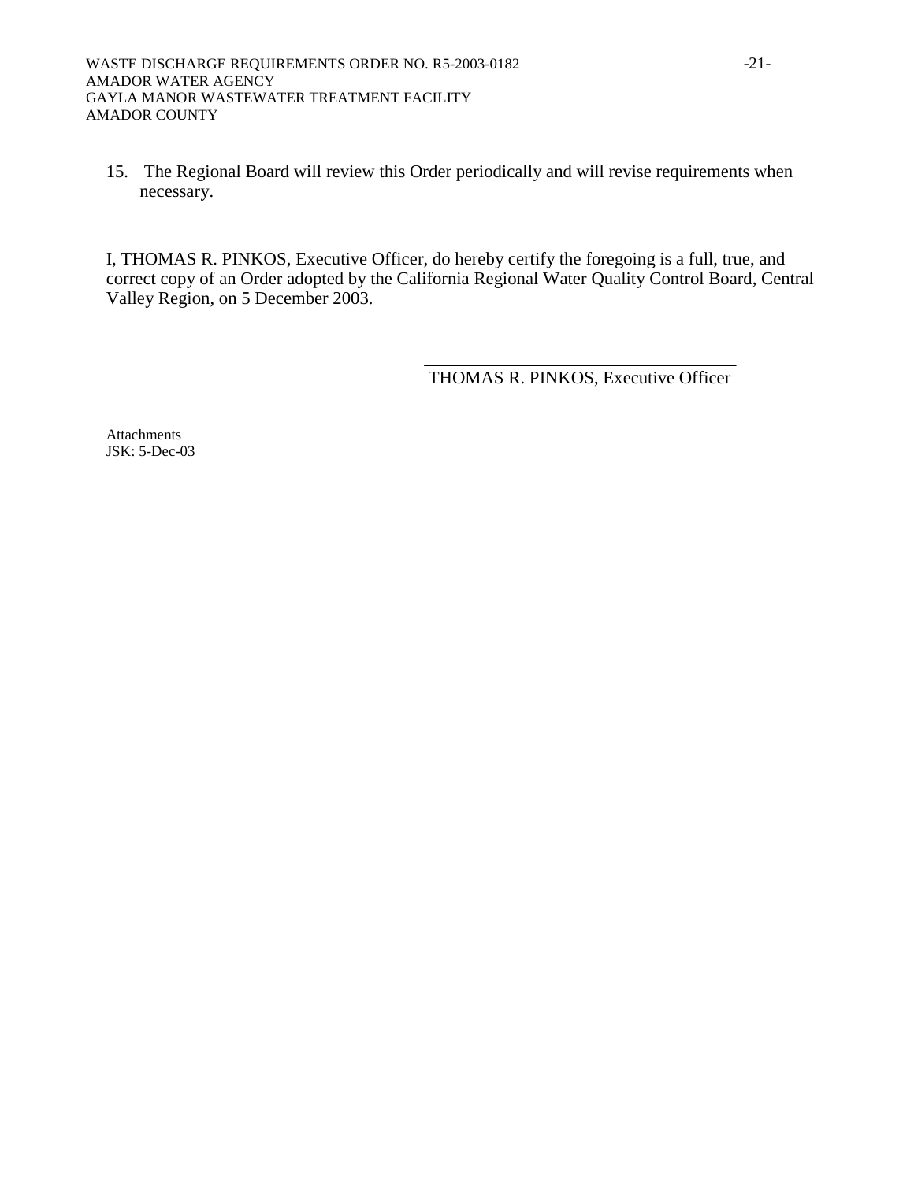15. The Regional Board will review this Order periodically and will revise requirements when necessary.

I, THOMAS R. PINKOS, Executive Officer, do hereby certify the foregoing is a full, true, and correct copy of an Order adopted by the California Regional Water Quality Control Board, Central Valley Region, on 5 December 2003.

THOMAS R. PINKOS, Executive Officer

Attachments
JSK: 5-Dec-03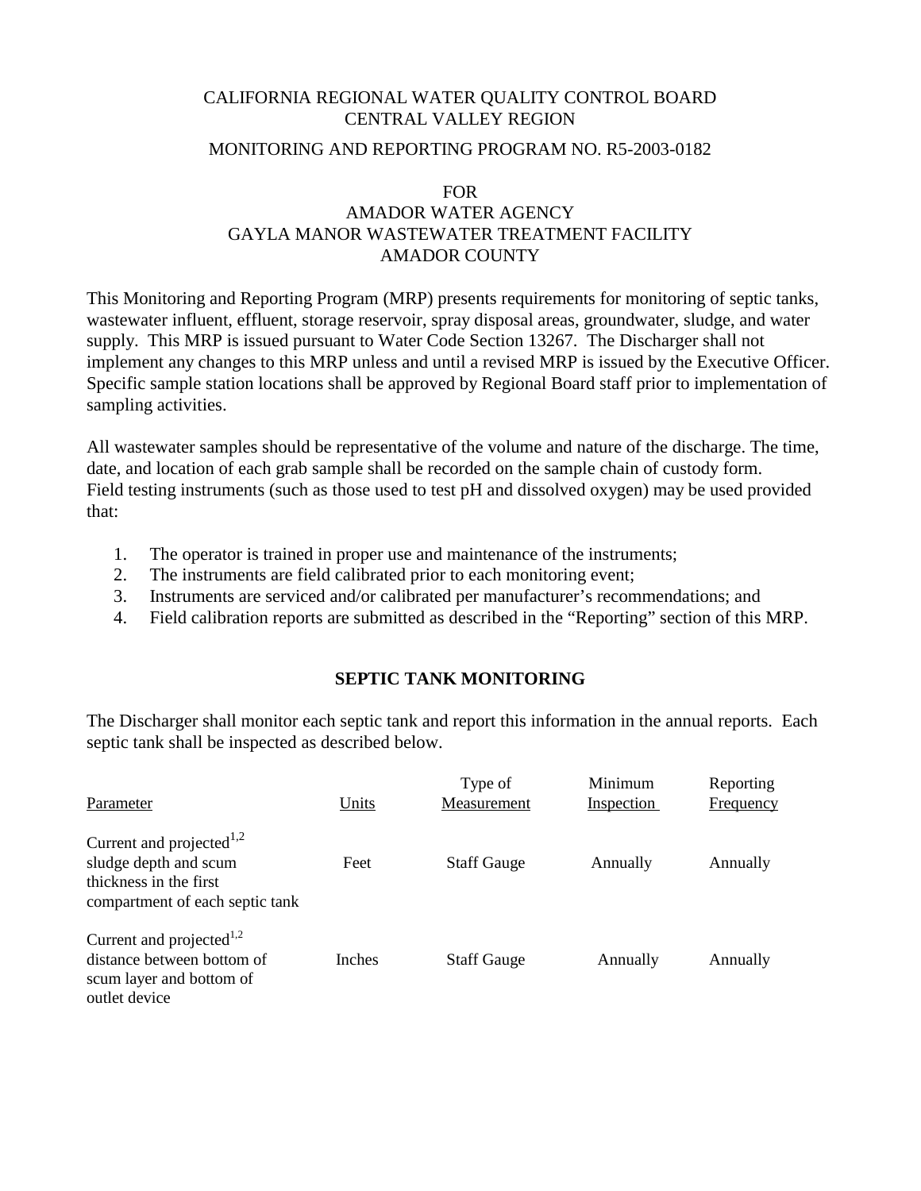CALIFORNIA REGIONAL WATER QUALITY CONTROL BOARD
CENTRAL VALLEY REGION

MONITORING AND REPORTING PROGRAM NO. R5-2003-0182

FOR
AMADOR WATER AGENCY
GAYLA MANOR WASTEWATER TREATMENT FACILITY
AMADOR COUNTY

This Monitoring and Reporting Program (MRP) presents requirements for monitoring of septic tanks, wastewater influent, effluent, storage reservoir, spray disposal areas, groundwater, sludge, and water supply. This MRP is issued pursuant to Water Code Section 13267. The Discharger shall not implement any changes to this MRP unless and until a revised MRP is issued by the Executive Officer. Specific sample station locations shall be approved by Regional Board staff prior to implementation of sampling activities.

All wastewater samples should be representative of the volume and nature of the discharge. The time, date, and location of each grab sample shall be recorded on the sample chain of custody form. Field testing instruments (such as those used to test pH and dissolved oxygen) may be used provided that:

1. The operator is trained in proper use and maintenance of the instruments;
2. The instruments are field calibrated prior to each monitoring event;
3. Instruments are serviced and/or calibrated per manufacturer's recommendations; and
4. Field calibration reports are submitted as described in the "Reporting" section of this MRP.

## SEPTIC TANK MONITORING

The Discharger shall monitor each septic tank and report this information in the annual reports. Each septic tank shall be inspected as described below.

| Parameter | Units | Type of Measurement | Minimum Inspection | Reporting Frequency |
|---|---|---|---|---|
| Current and projected[1,2] sludge depth and scum thickness in the first compartment of each septic tank | Feet | Staff Gauge | Annually | Annually |
| Current and projected[1,2] distance between bottom of scum layer and bottom of outlet device | Inches | Staff Gauge | Annually | Annually |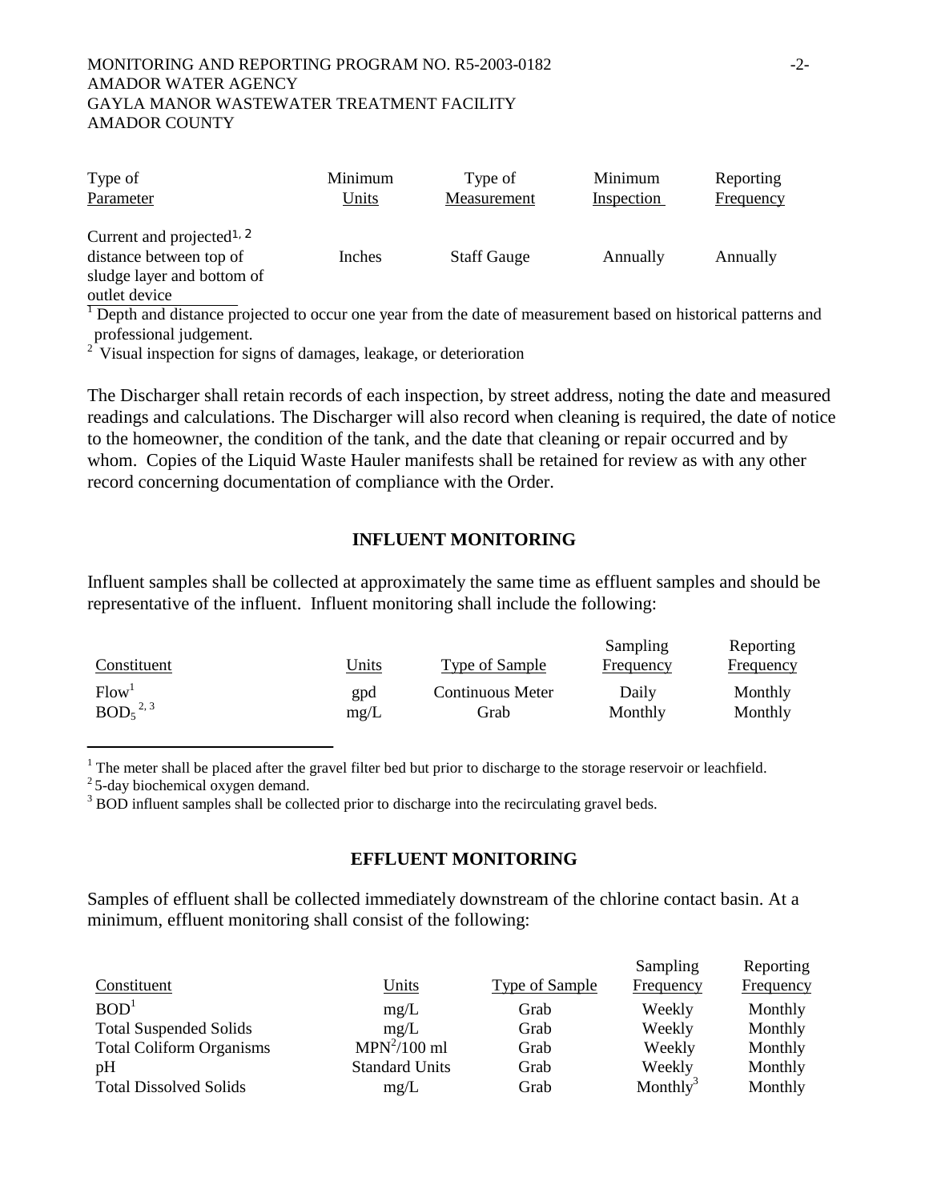| Type of Parameter | Minimum Units | Type of Measurement | Minimum Inspection | Reporting Frequency |
|---|---|---|---|---|
| Current and projected[1, 2] distance between top of sludge layer and bottom of outlet device | Inches | Staff Gauge | Annually | Annually |

[1] Depth and distance projected to occur one year from the date of measurement based on historical patterns and professional judgement.

[2] Visual inspection for signs of damages, leakage, or deterioration

The Discharger shall retain records of each inspection, by street address, noting the date and measured readings and calculations. The Discharger will also record when cleaning is required, the date of notice to the homeowner, the condition of the tank, and the date that cleaning or repair occurred and by whom. Copies of the Liquid Waste Hauler manifests shall be retained for review as with any other record concerning documentation of compliance with the Order.

## INFLUENT MONITORING

Influent samples shall be collected at approximately the same time as effluent samples and should be representative of the influent. Influent monitoring shall include the following:

| Constituent | Units | Type of Sample | Sampling Frequency | Reporting Frequency |
|---|---|---|---|---|
| Flow[1] | gpd | Continuous Meter | Daily | Monthly |
| $BOD_5$ [2, 3] | mg/L | Grab | Monthly | Monthly |

[1] The meter shall be placed after the gravel filter bed but prior to discharge to the storage reservoir or leachfield.

[2] 5-day biochemical oxygen demand.

[3] BOD influent samples shall be collected prior to discharge into the recirculating gravel beds.

## EFFLUENT MONITORING

Samples of effluent shall be collected immediately downstream of the chlorine contact basin. At a minimum, effluent monitoring shall consist of the following:

| Constituent | Units | Type of Sample | Sampling Frequency | Reporting Frequency |
|---|---|---|---|---|
| BOD[1] | mg/L | Grab | Weekly | Monthly |
| Total Suspended Solids | mg/L | Grab | Weekly | Monthly |
| Total Coliform Organisms | MPN[2]/100 ml | Grab | Weekly | Monthly |
| pH | Standard Units | Grab | Weekly | Monthly |
| Total Dissolved Solids | mg/L | Grab | Monthly[3] | Monthly |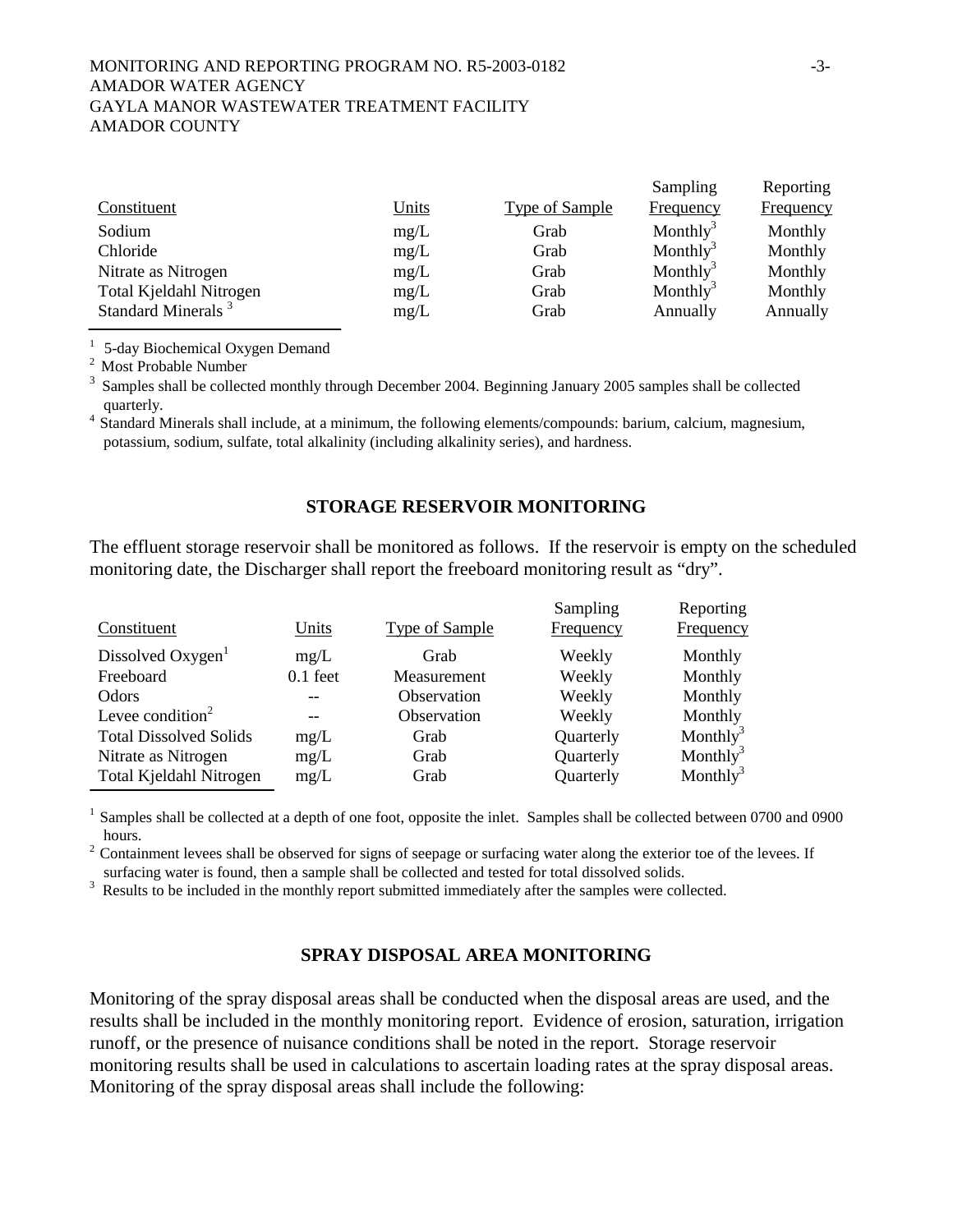| Constituent | Units | Type of Sample | Sampling Frequency | Reporting Frequency |
|---|---|---|---|---|
| Sodium | mg/L | Grab | Monthly[3] | Monthly |
| Chloride | mg/L | Grab | Monthly[3] | Monthly |
| Nitrate as Nitrogen | mg/L | Grab | Monthly[3] | Monthly |
| Total Kjeldahl Nitrogen | mg/L | Grab | Monthly[3] | Monthly |
| Standard Minerals [3] | mg/L | Grab | Annually | Annually |

[1] 5-day Biochemical Oxygen Demand
[2] Most Probable Number
[3] Samples shall be collected monthly through December 2004. Beginning January 2005 samples shall be collected quarterly.
[4] Standard Minerals shall include, at a minimum, the following elements/compounds: barium, calcium, magnesium, potassium, sodium, sulfate, total alkalinity (including alkalinity series), and hardness.

## STORAGE RESERVOIR MONITORING

The effluent storage reservoir shall be monitored as follows. If the reservoir is empty on the scheduled monitoring date, the Discharger shall report the freeboard monitoring result as "dry".

| Constituent | Units | Type of Sample | Sampling Frequency | Reporting Frequency |
|---|---|---|---|---|
| Dissolved Oxygen[1] | mg/L | Grab | Weekly | Monthly |
| Freeboard | 0.1 feet | Measurement | Weekly | Monthly |
| Odors | -- | Observation | Weekly | Monthly |
| Levee condition[2] | -- | Observation | Weekly | Monthly |
| Total Dissolved Solids | mg/L | Grab | Quarterly | Monthly[3] |
| Nitrate as Nitrogen | mg/L | Grab | Quarterly | Monthly[3] |
| Total Kjeldahl Nitrogen | mg/L | Grab | Quarterly | Monthly[3] |

[1] Samples shall be collected at a depth of one foot, opposite the inlet. Samples shall be collected between 0700 and 0900 hours.
[2] Containment levees shall be observed for signs of seepage or surfacing water along the exterior toe of the levees. If surfacing water is found, then a sample shall be collected and tested for total dissolved solids.
[3] Results to be included in the monthly report submitted immediately after the samples were collected.

## SPRAY DISPOSAL AREA MONITORING

Monitoring of the spray disposal areas shall be conducted when the disposal areas are used, and the results shall be included in the monthly monitoring report. Evidence of erosion, saturation, irrigation runoff, or the presence of nuisance conditions shall be noted in the report. Storage reservoir monitoring results shall be used in calculations to ascertain loading rates at the spray disposal areas. Monitoring of the spray disposal areas shall include the following: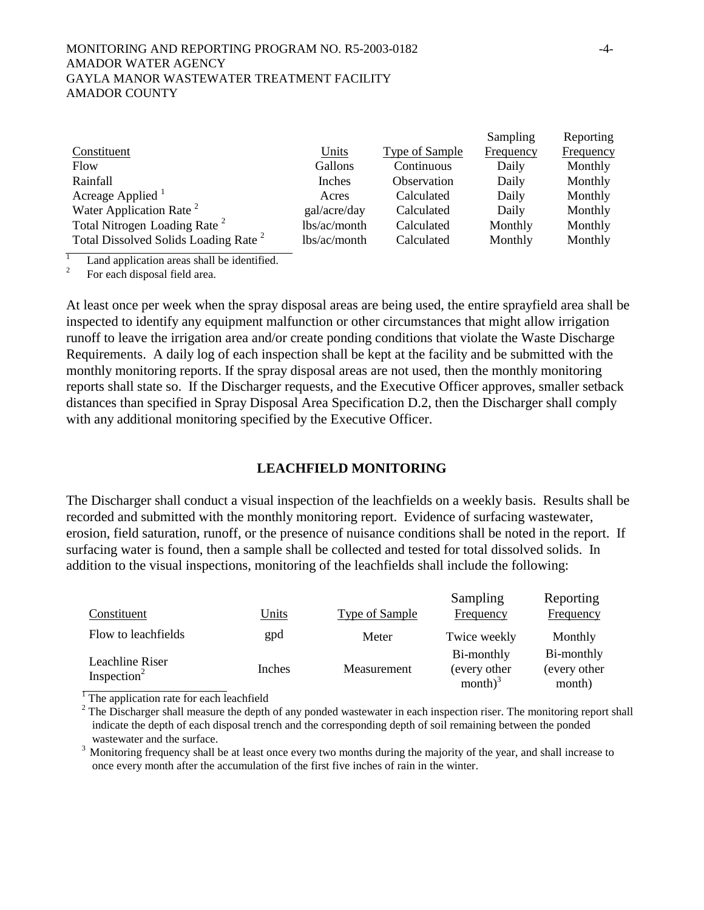| Constituent | Units | Type of Sample | Sampling Frequency | Reporting Frequency |
|---|---|---|---|---|
| Flow | Gallons | Continuous | Daily | Monthly |
| Rainfall | Inches | Observation | Daily | Monthly |
| Acreage Applied [1] | Acres | Calculated | Daily | Monthly |
| Water Application Rate [2] | gal/acre/day | Calculated | Daily | Monthly |
| Total Nitrogen Loading Rate [2] | lbs/ac/month | Calculated | Monthly | Monthly |
| Total Dissolved Solids Loading Rate [2] | lbs/ac/month | Calculated | Monthly | Monthly |

[1] Land application areas shall be identified.
[2] For each disposal field area.

At least once per week when the spray disposal areas are being used, the entire sprayfield area shall be inspected to identify any equipment malfunction or other circumstances that might allow irrigation runoff to leave the irrigation area and/or create ponding conditions that violate the Waste Discharge Requirements. A daily log of each inspection shall be kept at the facility and be submitted with the monthly monitoring reports. If the spray disposal areas are not used, then the monthly monitoring reports shall state so. If the Discharger requests, and the Executive Officer approves, smaller setback distances than specified in Spray Disposal Area Specification D.2, then the Discharger shall comply with any additional monitoring specified by the Executive Officer.

## LEACHFIELD MONITORING

The Discharger shall conduct a visual inspection of the leachfields on a weekly basis. Results shall be recorded and submitted with the monthly monitoring report. Evidence of surfacing wastewater, erosion, field saturation, runoff, or the presence of nuisance conditions shall be noted in the report. If surfacing water is found, then a sample shall be collected and tested for total dissolved solids. In addition to the visual inspections, monitoring of the leachfields shall include the following:

| Constituent | Units | Type of Sample | Sampling Frequency | Reporting Frequency |
|---|---|---|---|---|
| Flow to leachfields | gpd | Meter | Twice weekly | Monthly |
| Leachline Riser Inspection[2] | Inches | Measurement | Bi-monthly (every other month)[3] | Bi-monthly (every other month) |

[1] The application rate for each leachfield
[2] The Discharger shall measure the depth of any ponded wastewater in each inspection riser. The monitoring report shall indicate the depth of each disposal trench and the corresponding depth of soil remaining between the ponded wastewater and the surface.
[3] Monitoring frequency shall be at least once every two months during the majority of the year, and shall increase to once every month after the accumulation of the first five inches of rain in the winter.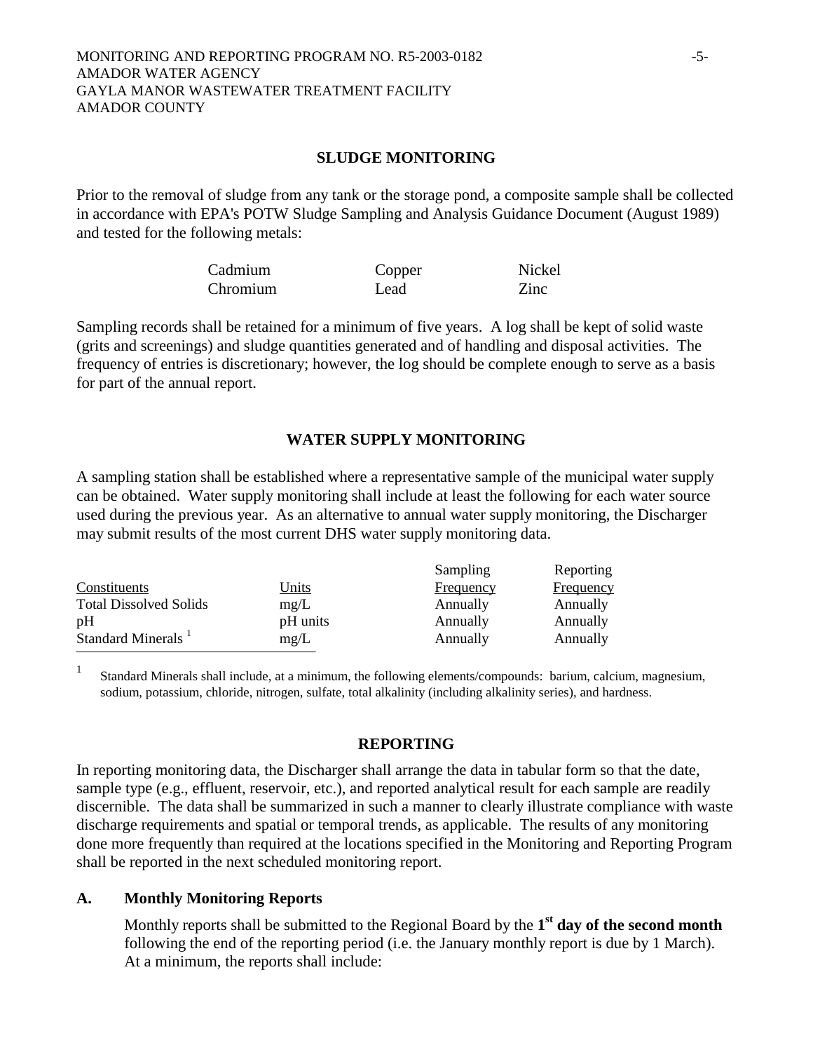## SLUDGE MONITORING

Prior to the removal of sludge from any tank or the storage pond, a composite sample shall be collected in accordance with EPA's POTW Sludge Sampling and Analysis Guidance Document (August 1989) and tested for the following metals:

| | | |
|---|---|---|
| Cadmium | Copper | Nickel |
| Chromium | Lead | Zinc |

Sampling records shall be retained for a minimum of five years. A log shall be kept of solid waste (grits and screenings) and sludge quantities generated and of handling and disposal activities. The frequency of entries is discretionary; however, the log should be complete enough to serve as a basis for part of the annual report.

## WATER SUPPLY MONITORING

A sampling station shall be established where a representative sample of the municipal water supply can be obtained. Water supply monitoring shall include at least the following for each water source used during the previous year. As an alternative to annual water supply monitoring, the Discharger may submit results of the most current DHS water supply monitoring data.

| Constituents | Units | Sampling Frequency | Reporting Frequency |
|---|---|---|---|
| Total Dissolved Solids | mg/L | Annually | Annually |
| pH | pH units | Annually | Annually |
| Standard Minerals [1] | mg/L | Annually | Annually |

[1] Standard Minerals shall include, at a minimum, the following elements/compounds: barium, calcium, magnesium, sodium, potassium, chloride, nitrogen, sulfate, total alkalinity (including alkalinity series), and hardness.

## REPORTING

In reporting monitoring data, the Discharger shall arrange the data in tabular form so that the date, sample type (e.g., effluent, reservoir, etc.), and reported analytical result for each sample are readily discernible. The data shall be summarized in such a manner to clearly illustrate compliance with waste discharge requirements and spatial or temporal trends, as applicable. The results of any monitoring done more frequently than required at the locations specified in the Monitoring and Reporting Program shall be reported in the next scheduled monitoring report.

### A. Monthly Monitoring Reports

Monthly reports shall be submitted to the Regional Board by the **1st day of the second month** following the end of the reporting period (i.e. the January monthly report is due by 1 March). At a minimum, the reports shall include: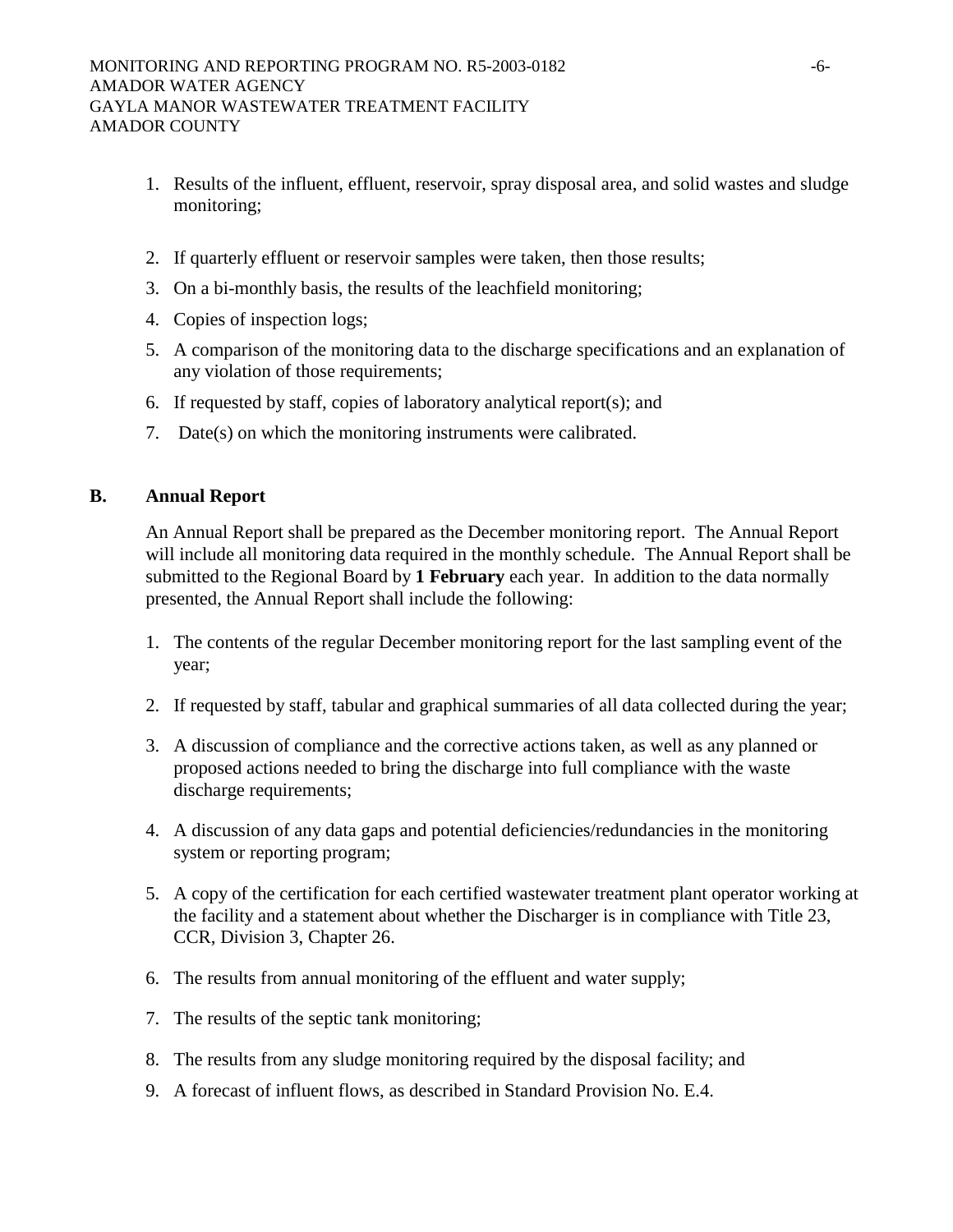1. Results of the influent, effluent, reservoir, spray disposal area, and solid wastes and sludge monitoring;
2. If quarterly effluent or reservoir samples were taken, then those results;
3. On a bi-monthly basis, the results of the leachfield monitoring;
4. Copies of inspection logs;
5. A comparison of the monitoring data to the discharge specifications and an explanation of any violation of those requirements;
6. If requested by staff, copies of laboratory analytical report(s); and
7. Date(s) on which the monitoring instruments were calibrated.

## B. Annual Report

An Annual Report shall be prepared as the December monitoring report. The Annual Report will include all monitoring data required in the monthly schedule. The Annual Report shall be submitted to the Regional Board by **1 February** each year. In addition to the data normally presented, the Annual Report shall include the following:

1. The contents of the regular December monitoring report for the last sampling event of the year;
2. If requested by staff, tabular and graphical summaries of all data collected during the year;
3. A discussion of compliance and the corrective actions taken, as well as any planned or proposed actions needed to bring the discharge into full compliance with the waste discharge requirements;
4. A discussion of any data gaps and potential deficiencies/redundancies in the monitoring system or reporting program;
5. A copy of the certification for each certified wastewater treatment plant operator working at the facility and a statement about whether the Discharger is in compliance with Title 23, CCR, Division 3, Chapter 26.
6. The results from annual monitoring of the effluent and water supply;
7. The results of the septic tank monitoring;
8. The results from any sludge monitoring required by the disposal facility; and
9. A forecast of influent flows, as described in Standard Provision No. E.4.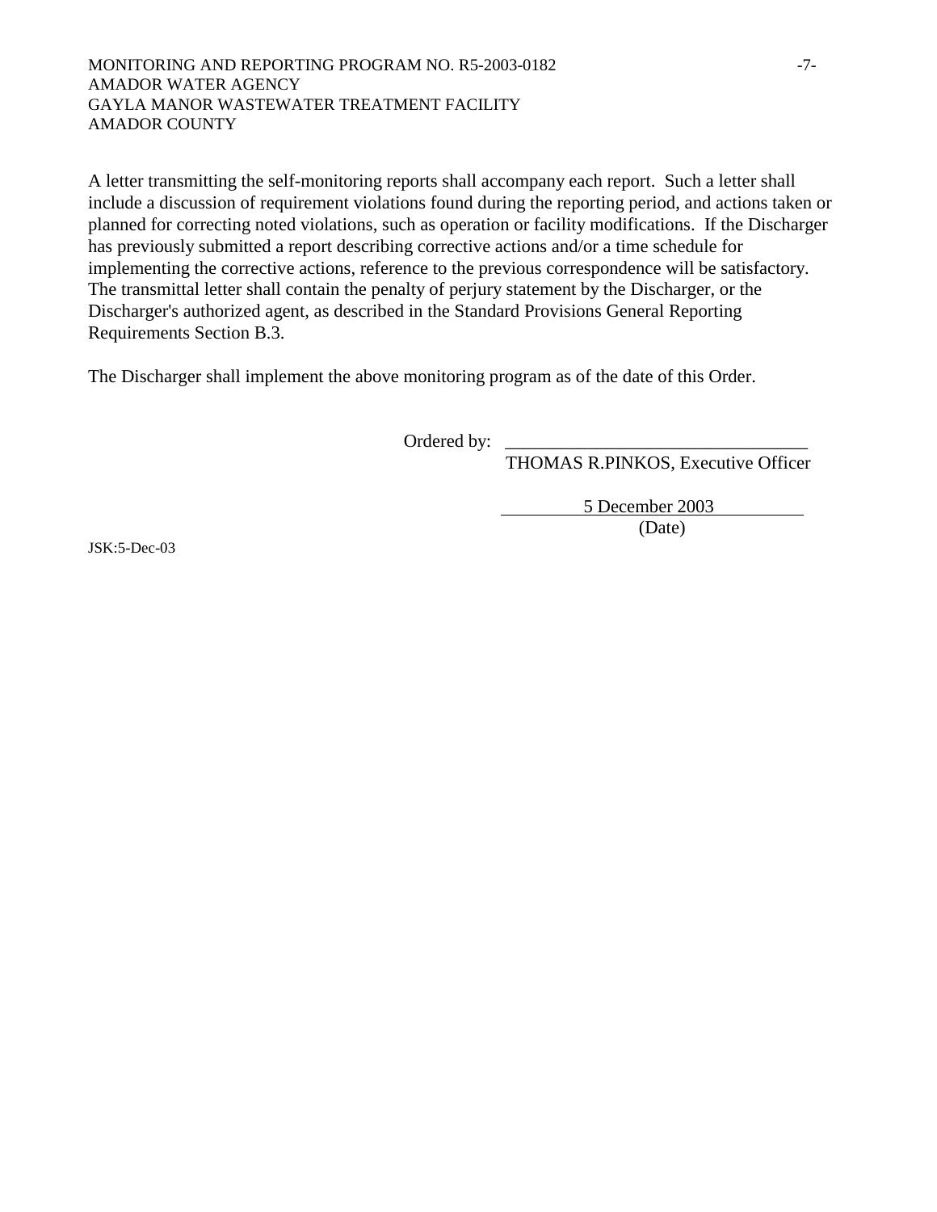A letter transmitting the self-monitoring reports shall accompany each report. Such a letter shall include a discussion of requirement violations found during the reporting period, and actions taken or planned for correcting noted violations, such as operation or facility modifications. If the Discharger has previously submitted a report describing corrective actions and/or a time schedule for implementing the corrective actions, reference to the previous correspondence will be satisfactory. The transmittal letter shall contain the penalty of perjury statement by the Discharger, or the Discharger's authorized agent, as described in the Standard Provisions General Reporting Requirements Section B.3.

The Discharger shall implement the above monitoring program as of the date of this Order.

Ordered by: \_\_\_\_\_\_\_\_\_\_\_\_\_\_\_\_\_\_\_\_\_\_\_\_\_\_\_\_\_\_\_\_
THOMAS R.PINKOS, Executive Officer

5 December 2003
(Date)

JSK:5-Dec-03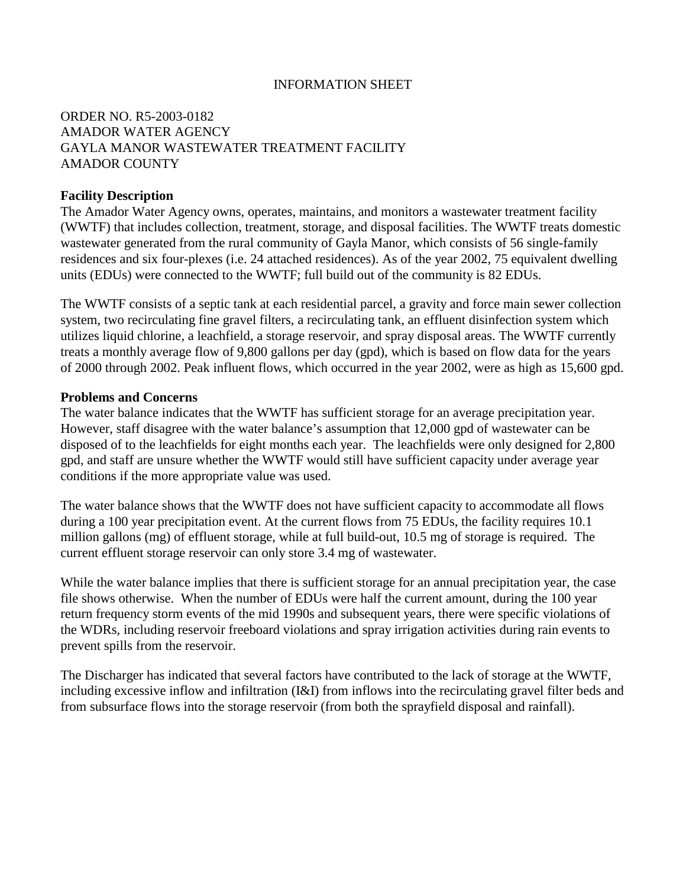INFORMATION SHEET

ORDER NO. R5-2003-0182
AMADOR WATER AGENCY
GAYLA MANOR WASTEWATER TREATMENT FACILITY
AMADOR COUNTY

**Facility Description**

The Amador Water Agency owns, operates, maintains, and monitors a wastewater treatment facility (WWTF) that includes collection, treatment, storage, and disposal facilities. The WWTF treats domestic wastewater generated from the rural community of Gayla Manor, which consists of 56 single-family residences and six four-plexes (i.e. 24 attached residences). As of the year 2002, 75 equivalent dwelling units (EDUs) were connected to the WWTF; full build out of the community is 82 EDUs.

The WWTF consists of a septic tank at each residential parcel, a gravity and force main sewer collection system, two recirculating fine gravel filters, a recirculating tank, an effluent disinfection system which utilizes liquid chlorine, a leachfield, a storage reservoir, and spray disposal areas. The WWTF currently treats a monthly average flow of 9,800 gallons per day (gpd), which is based on flow data for the years of 2000 through 2002. Peak influent flows, which occurred in the year 2002, were as high as 15,600 gpd.

**Problems and Concerns**

The water balance indicates that the WWTF has sufficient storage for an average precipitation year. However, staff disagree with the water balance's assumption that 12,000 gpd of wastewater can be disposed of to the leachfields for eight months each year. The leachfields were only designed for 2,800 gpd, and staff are unsure whether the WWTF would still have sufficient capacity under average year conditions if the more appropriate value was used.

The water balance shows that the WWTF does not have sufficient capacity to accommodate all flows during a 100 year precipitation event. At the current flows from 75 EDUs, the facility requires 10.1 million gallons (mg) of effluent storage, while at full build-out, 10.5 mg of storage is required. The current effluent storage reservoir can only store 3.4 mg of wastewater.

While the water balance implies that there is sufficient storage for an annual precipitation year, the case file shows otherwise. When the number of EDUs were half the current amount, during the 100 year return frequency storm events of the mid 1990s and subsequent years, there were specific violations of the WDRs, including reservoir freeboard violations and spray irrigation activities during rain events to prevent spills from the reservoir.

The Discharger has indicated that several factors have contributed to the lack of storage at the WWTF, including excessive inflow and infiltration (I&I) from inflows into the recirculating gravel filter beds and from subsurface flows into the storage reservoir (from both the sprayfield disposal and rainfall).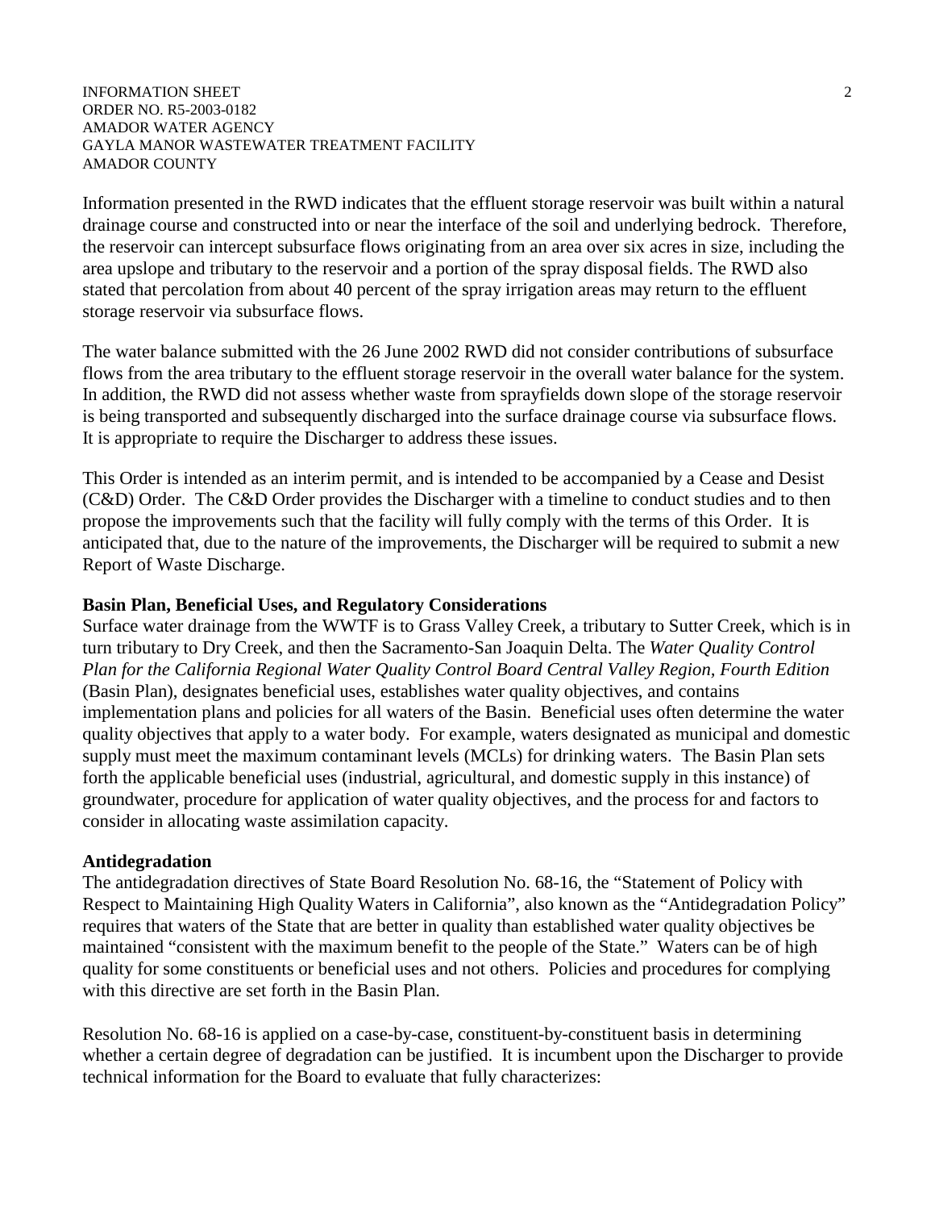Information presented in the RWD indicates that the effluent storage reservoir was built within a natural drainage course and constructed into or near the interface of the soil and underlying bedrock. Therefore, the reservoir can intercept subsurface flows originating from an area over six acres in size, including the area upslope and tributary to the reservoir and a portion of the spray disposal fields. The RWD also stated that percolation from about 40 percent of the spray irrigation areas may return to the effluent storage reservoir via subsurface flows.

The water balance submitted with the 26 June 2002 RWD did not consider contributions of subsurface flows from the area tributary to the effluent storage reservoir in the overall water balance for the system. In addition, the RWD did not assess whether waste from sprayfields down slope of the storage reservoir is being transported and subsequently discharged into the surface drainage course via subsurface flows. It is appropriate to require the Discharger to address these issues.

This Order is intended as an interim permit, and is intended to be accompanied by a Cease and Desist (C&D) Order. The C&D Order provides the Discharger with a timeline to conduct studies and to then propose the improvements such that the facility will fully comply with the terms of this Order. It is anticipated that, due to the nature of the improvements, the Discharger will be required to submit a new Report of Waste Discharge.

**Basin Plan, Beneficial Uses, and Regulatory Considerations**

Surface water drainage from the WWTF is to Grass Valley Creek, a tributary to Sutter Creek, which is in turn tributary to Dry Creek, and then the Sacramento-San Joaquin Delta. The *Water Quality Control Plan for the California Regional Water Quality Control Board Central Valley Region, Fourth Edition* (Basin Plan), designates beneficial uses, establishes water quality objectives, and contains implementation plans and policies for all waters of the Basin. Beneficial uses often determine the water quality objectives that apply to a water body. For example, waters designated as municipal and domestic supply must meet the maximum contaminant levels (MCLs) for drinking waters. The Basin Plan sets forth the applicable beneficial uses (industrial, agricultural, and domestic supply in this instance) of groundwater, procedure for application of water quality objectives, and the process for and factors to consider in allocating waste assimilation capacity.

**Antidegradation**

The antidegradation directives of State Board Resolution No. 68-16, the "Statement of Policy with Respect to Maintaining High Quality Waters in California", also known as the "Antidegradation Policy" requires that waters of the State that are better in quality than established water quality objectives be maintained "consistent with the maximum benefit to the people of the State." Waters can be of high quality for some constituents or beneficial uses and not others. Policies and procedures for complying with this directive are set forth in the Basin Plan.

Resolution No. 68-16 is applied on a case-by-case, constituent-by-constituent basis in determining whether a certain degree of degradation can be justified. It is incumbent upon the Discharger to provide technical information for the Board to evaluate that fully characterizes: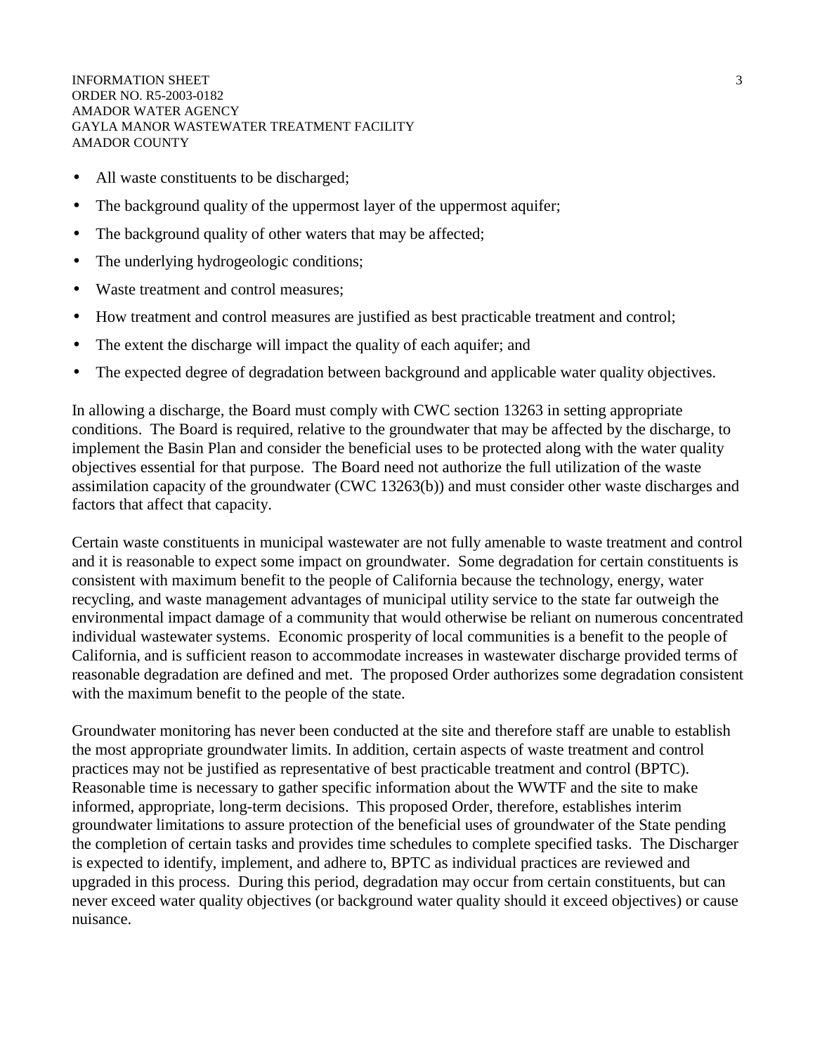- All waste constituents to be discharged;
- The background quality of the uppermost layer of the uppermost aquifer;
- The background quality of other waters that may be affected;
- The underlying hydrogeologic conditions;
- Waste treatment and control measures;
- How treatment and control measures are justified as best practicable treatment and control;
- The extent the discharge will impact the quality of each aquifer; and
- The expected degree of degradation between background and applicable water quality objectives.

In allowing a discharge, the Board must comply with CWC section 13263 in setting appropriate conditions. The Board is required, relative to the groundwater that may be affected by the discharge, to implement the Basin Plan and consider the beneficial uses to be protected along with the water quality objectives essential for that purpose. The Board need not authorize the full utilization of the waste assimilation capacity of the groundwater (CWC 13263(b)) and must consider other waste discharges and factors that affect that capacity.

Certain waste constituents in municipal wastewater are not fully amenable to waste treatment and control and it is reasonable to expect some impact on groundwater. Some degradation for certain constituents is consistent with maximum benefit to the people of California because the technology, energy, water recycling, and waste management advantages of municipal utility service to the state far outweigh the environmental impact damage of a community that would otherwise be reliant on numerous concentrated individual wastewater systems. Economic prosperity of local communities is a benefit to the people of California, and is sufficient reason to accommodate increases in wastewater discharge provided terms of reasonable degradation are defined and met. The proposed Order authorizes some degradation consistent with the maximum benefit to the people of the state.

Groundwater monitoring has never been conducted at the site and therefore staff are unable to establish the most appropriate groundwater limits. In addition, certain aspects of waste treatment and control practices may not be justified as representative of best practicable treatment and control (BPTC). Reasonable time is necessary to gather specific information about the WWTF and the site to make informed, appropriate, long-term decisions. This proposed Order, therefore, establishes interim groundwater limitations to assure protection of the beneficial uses of groundwater of the State pending the completion of certain tasks and provides time schedules to complete specified tasks. The Discharger is expected to identify, implement, and adhere to, BPTC as individual practices are reviewed and upgraded in this process. During this period, degradation may occur from certain constituents, but can never exceed water quality objectives (or background water quality should it exceed objectives) or cause nuisance.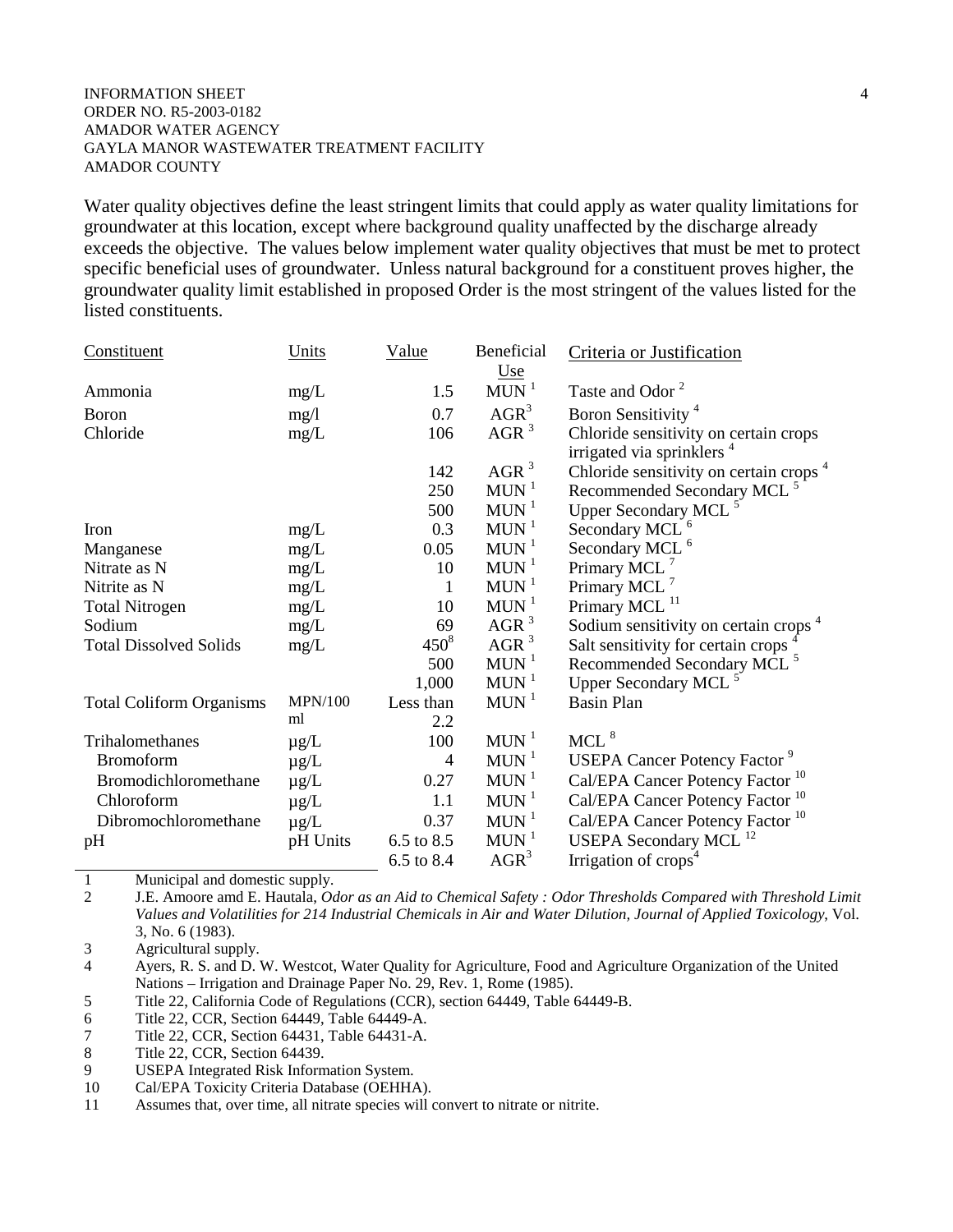Water quality objectives define the least stringent limits that could apply as water quality limitations for groundwater at this location, except where background quality unaffected by the discharge already exceeds the objective. The values below implement water quality objectives that must be met to protect specific beneficial uses of groundwater. Unless natural background for a constituent proves higher, the groundwater quality limit established in proposed Order is the most stringent of the values listed for the listed constituents.

| Constituent | Units | Value | Beneficial Use | Criteria or Justification |
|---|---|---|---|---|
| Ammonia | mg/L | 1.5 | MUN [1] | Taste and Odor [2] |
| Boron | mg/l | 0.7 | AGR[3] | Boron Sensitivity [4] |
| Chloride | mg/L | 106 | AGR [3] | Chloride sensitivity on certain crops irrigated via sprinklers [4] |
| | | 142 | AGR [3] | Chloride sensitivity on certain crops [4] |
| | | 250 | MUN [1] | Recommended Secondary MCL [5] |
| | | 500 | MUN [1] | Upper Secondary MCL [5] |
| Iron | mg/L | 0.3 | MUN [1] | Secondary MCL [6] |
| Manganese | mg/L | 0.05 | MUN [1] | Secondary MCL [6] |
| Nitrate as N | mg/L | 10 | MUN [1] | Primary MCL [7] |
| Nitrite as N | mg/L | 1 | MUN [1] | Primary MCL [7] |
| Total Nitrogen | mg/L | 10 | MUN [1] | Primary MCL [11] |
| Sodium | mg/L | 69 | AGR [3] | Sodium sensitivity on certain crops [4] |
| Total Dissolved Solids | mg/L | 450[8] | AGR [3] | Salt sensitivity for certain crops [4] |
| | | 500 | MUN [1] | Recommended Secondary MCL [5] |
| | | 1,000 | MUN [1] | Upper Secondary MCL [5] |
| Total Coliform Organisms | MPN/100 ml | Less than 2.2 | MUN [1] | Basin Plan |
| Trihalomethanes | μg/L | 100 | MUN [1] | MCL [8] |
| Bromoform | μg/L | 4 | MUN [1] | USEPA Cancer Potency Factor [9] |
| Bromodichloromethane | μg/L | 0.27 | MUN [1] | Cal/EPA Cancer Potency Factor [10] |
| Chloroform | μg/L | 1.1 | MUN [1] | Cal/EPA Cancer Potency Factor [10] |
| Dibromochloromethane | μg/L | 0.37 | MUN [1] | Cal/EPA Cancer Potency Factor [10] |
| pH | pH Units | 6.5 to 8.5 | MUN [1] | USEPA Secondary MCL [12] |
| | | 6.5 to 8.4 | AGR[3] | Irrigation of crops[4] |

1. Municipal and domestic supply.
2. J.E. Amoore amd E. Hautala, *Odor as an Aid to Chemical Safety : Odor Thresholds Compared with Threshold Limit Values and Volatilities for 214 Industrial Chemicals in Air and Water Dilution, Journal of Applied Toxicology*, Vol. 3, No. 6 (1983).
3. Agricultural supply.
4. Ayers, R. S. and D. W. Westcot, Water Quality for Agriculture, Food and Agriculture Organization of the United Nations – Irrigation and Drainage Paper No. 29, Rev. 1, Rome (1985).
5. Title 22, California Code of Regulations (CCR), section 64449, Table 64449-B.
6. Title 22, CCR, Section 64449, Table 64449-A.
7. Title 22, CCR, Section 64431, Table 64431-A.
8. Title 22, CCR, Section 64439.
9. USEPA Integrated Risk Information System.
10. Cal/EPA Toxicity Criteria Database (OEHHA).
11. Assumes that, over time, all nitrate species will convert to nitrate or nitrite.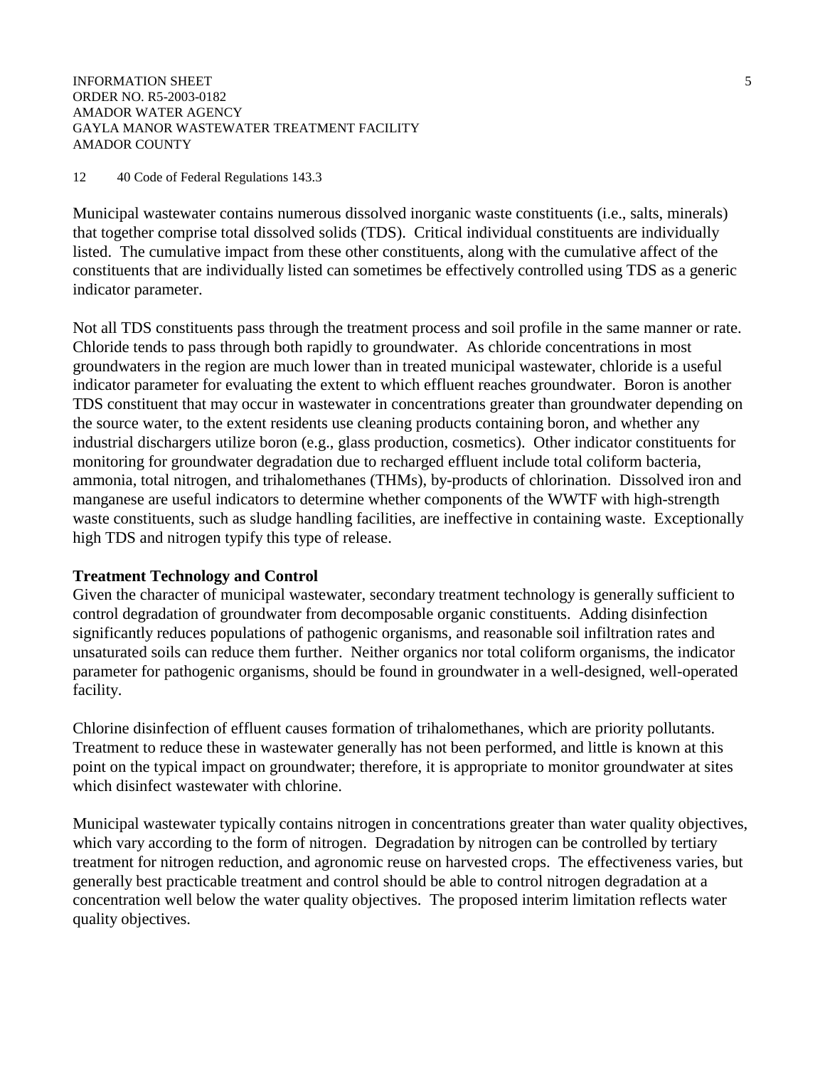12 40 Code of Federal Regulations 143.3

Municipal wastewater contains numerous dissolved inorganic waste constituents (i.e., salts, minerals) that together comprise total dissolved solids (TDS). Critical individual constituents are individually listed. The cumulative impact from these other constituents, along with the cumulative affect of the constituents that are individually listed can sometimes be effectively controlled using TDS as a generic indicator parameter.

Not all TDS constituents pass through the treatment process and soil profile in the same manner or rate. Chloride tends to pass through both rapidly to groundwater. As chloride concentrations in most groundwaters in the region are much lower than in treated municipal wastewater, chloride is a useful indicator parameter for evaluating the extent to which effluent reaches groundwater. Boron is another TDS constituent that may occur in wastewater in concentrations greater than groundwater depending on the source water, to the extent residents use cleaning products containing boron, and whether any industrial dischargers utilize boron (e.g., glass production, cosmetics). Other indicator constituents for monitoring for groundwater degradation due to recharged effluent include total coliform bacteria, ammonia, total nitrogen, and trihalomethanes (THMs), by-products of chlorination. Dissolved iron and manganese are useful indicators to determine whether components of the WWTF with high-strength waste constituents, such as sludge handling facilities, are ineffective in containing waste. Exceptionally high TDS and nitrogen typify this type of release.

**Treatment Technology and Control**

Given the character of municipal wastewater, secondary treatment technology is generally sufficient to control degradation of groundwater from decomposable organic constituents. Adding disinfection significantly reduces populations of pathogenic organisms, and reasonable soil infiltration rates and unsaturated soils can reduce them further. Neither organics nor total coliform organisms, the indicator parameter for pathogenic organisms, should be found in groundwater in a well-designed, well-operated facility.

Chlorine disinfection of effluent causes formation of trihalomethanes, which are priority pollutants. Treatment to reduce these in wastewater generally has not been performed, and little is known at this point on the typical impact on groundwater; therefore, it is appropriate to monitor groundwater at sites which disinfect wastewater with chlorine.

Municipal wastewater typically contains nitrogen in concentrations greater than water quality objectives, which vary according to the form of nitrogen. Degradation by nitrogen can be controlled by tertiary treatment for nitrogen reduction, and agronomic reuse on harvested crops. The effectiveness varies, but generally best practicable treatment and control should be able to control nitrogen degradation at a concentration well below the water quality objectives. The proposed interim limitation reflects water quality objectives.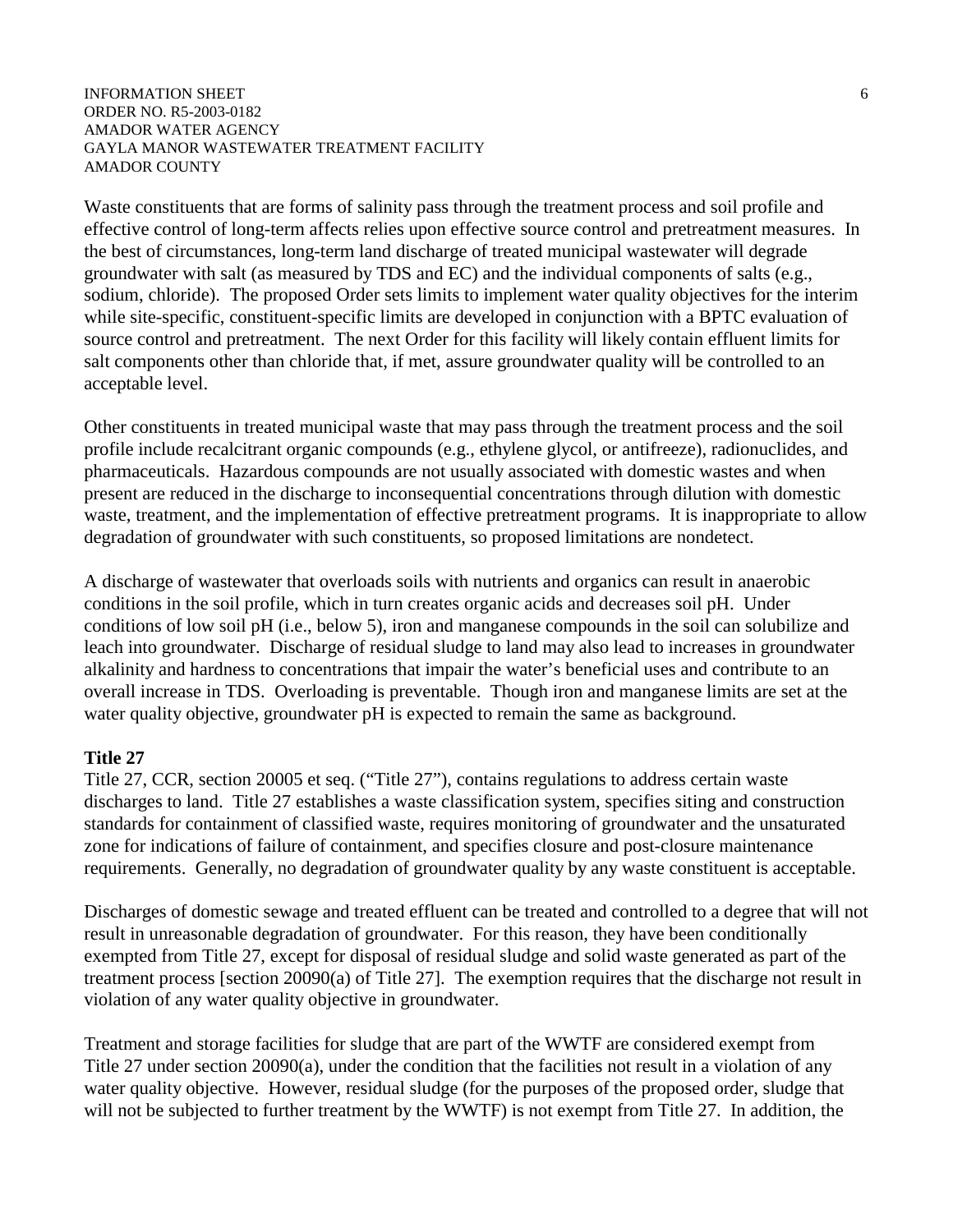Waste constituents that are forms of salinity pass through the treatment process and soil profile and effective control of long-term affects relies upon effective source control and pretreatment measures. In the best of circumstances, long-term land discharge of treated municipal wastewater will degrade groundwater with salt (as measured by TDS and EC) and the individual components of salts (e.g., sodium, chloride). The proposed Order sets limits to implement water quality objectives for the interim while site-specific, constituent-specific limits are developed in conjunction with a BPTC evaluation of source control and pretreatment. The next Order for this facility will likely contain effluent limits for salt components other than chloride that, if met, assure groundwater quality will be controlled to an acceptable level.

Other constituents in treated municipal waste that may pass through the treatment process and the soil profile include recalcitrant organic compounds (e.g., ethylene glycol, or antifreeze), radionuclides, and pharmaceuticals. Hazardous compounds are not usually associated with domestic wastes and when present are reduced in the discharge to inconsequential concentrations through dilution with domestic waste, treatment, and the implementation of effective pretreatment programs. It is inappropriate to allow degradation of groundwater with such constituents, so proposed limitations are nondetect.

A discharge of wastewater that overloads soils with nutrients and organics can result in anaerobic conditions in the soil profile, which in turn creates organic acids and decreases soil pH. Under conditions of low soil pH (i.e., below 5), iron and manganese compounds in the soil can solubilize and leach into groundwater. Discharge of residual sludge to land may also lead to increases in groundwater alkalinity and hardness to concentrations that impair the water's beneficial uses and contribute to an overall increase in TDS. Overloading is preventable. Though iron and manganese limits are set at the water quality objective, groundwater pH is expected to remain the same as background.

**Title 27**

Title 27, CCR, section 20005 et seq. ("Title 27"), contains regulations to address certain waste discharges to land. Title 27 establishes a waste classification system, specifies siting and construction standards for containment of classified waste, requires monitoring of groundwater and the unsaturated zone for indications of failure of containment, and specifies closure and post-closure maintenance requirements. Generally, no degradation of groundwater quality by any waste constituent is acceptable.

Discharges of domestic sewage and treated effluent can be treated and controlled to a degree that will not result in unreasonable degradation of groundwater. For this reason, they have been conditionally exempted from Title 27, except for disposal of residual sludge and solid waste generated as part of the treatment process [section 20090(a) of Title 27]. The exemption requires that the discharge not result in violation of any water quality objective in groundwater.

Treatment and storage facilities for sludge that are part of the WWTF are considered exempt from Title 27 under section 20090(a), under the condition that the facilities not result in a violation of any water quality objective. However, residual sludge (for the purposes of the proposed order, sludge that will not be subjected to further treatment by the WWTF) is not exempt from Title 27. In addition, the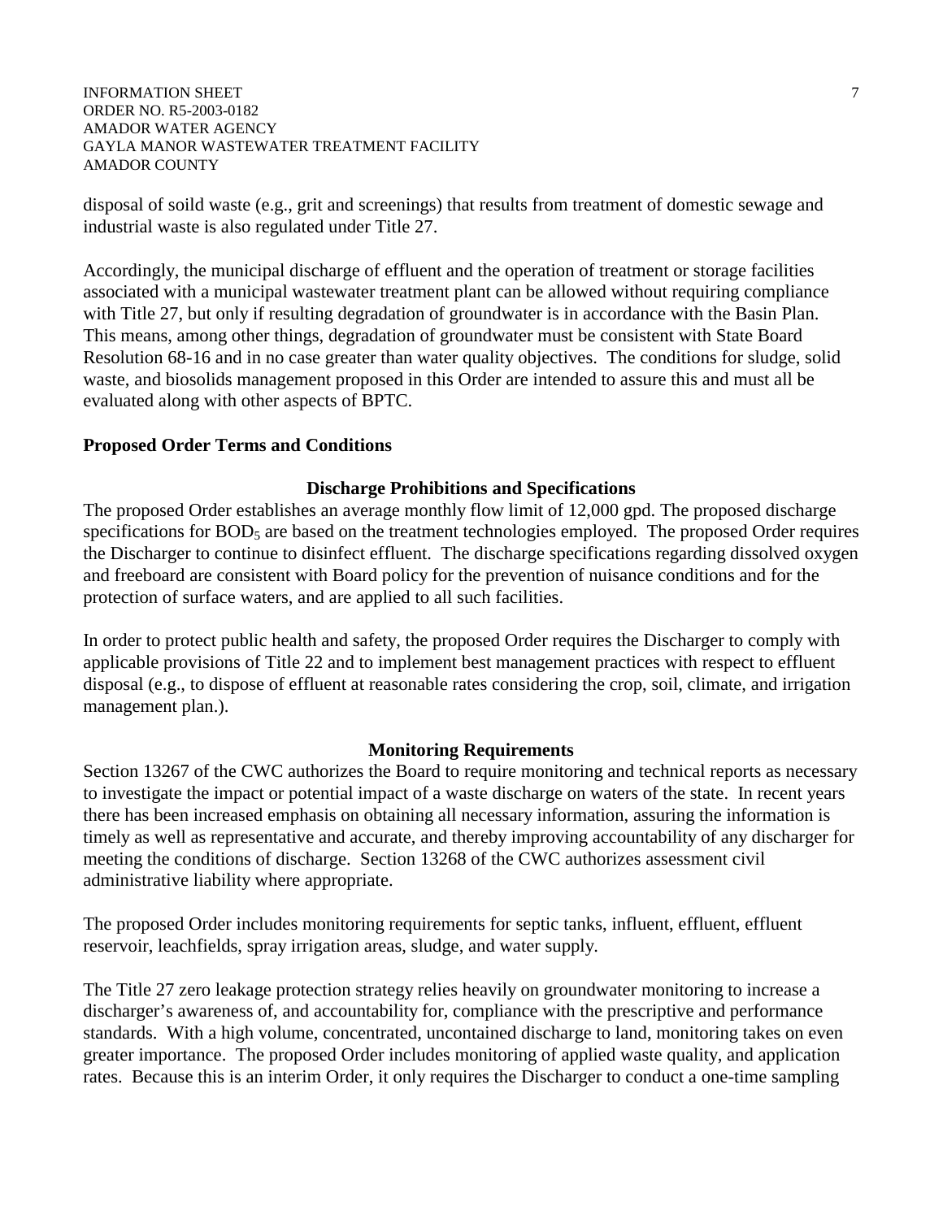disposal of soild waste (e.g., grit and screenings) that results from treatment of domestic sewage and industrial waste is also regulated under Title 27.

Accordingly, the municipal discharge of effluent and the operation of treatment or storage facilities associated with a municipal wastewater treatment plant can be allowed without requiring compliance with Title 27, but only if resulting degradation of groundwater is in accordance with the Basin Plan. This means, among other things, degradation of groundwater must be consistent with State Board Resolution 68-16 and in no case greater than water quality objectives. The conditions for sludge, solid waste, and biosolids management proposed in this Order are intended to assure this and must all be evaluated along with other aspects of BPTC.

**Proposed Order Terms and Conditions**

**Discharge Prohibitions and Specifications**

The proposed Order establishes an average monthly flow limit of 12,000 gpd. The proposed discharge specifications for $BOD_5$ are based on the treatment technologies employed. The proposed Order requires the Discharger to continue to disinfect effluent. The discharge specifications regarding dissolved oxygen and freeboard are consistent with Board policy for the prevention of nuisance conditions and for the protection of surface waters, and are applied to all such facilities.

In order to protect public health and safety, the proposed Order requires the Discharger to comply with applicable provisions of Title 22 and to implement best management practices with respect to effluent disposal (e.g., to dispose of effluent at reasonable rates considering the crop, soil, climate, and irrigation management plan.).

**Monitoring Requirements**

Section 13267 of the CWC authorizes the Board to require monitoring and technical reports as necessary to investigate the impact or potential impact of a waste discharge on waters of the state. In recent years there has been increased emphasis on obtaining all necessary information, assuring the information is timely as well as representative and accurate, and thereby improving accountability of any discharger for meeting the conditions of discharge. Section 13268 of the CWC authorizes assessment civil administrative liability where appropriate.

The proposed Order includes monitoring requirements for septic tanks, influent, effluent, effluent reservoir, leachfields, spray irrigation areas, sludge, and water supply.

The Title 27 zero leakage protection strategy relies heavily on groundwater monitoring to increase a discharger's awareness of, and accountability for, compliance with the prescriptive and performance standards. With a high volume, concentrated, uncontained discharge to land, monitoring takes on even greater importance. The proposed Order includes monitoring of applied waste quality, and application rates. Because this is an interim Order, it only requires the Discharger to conduct a one-time sampling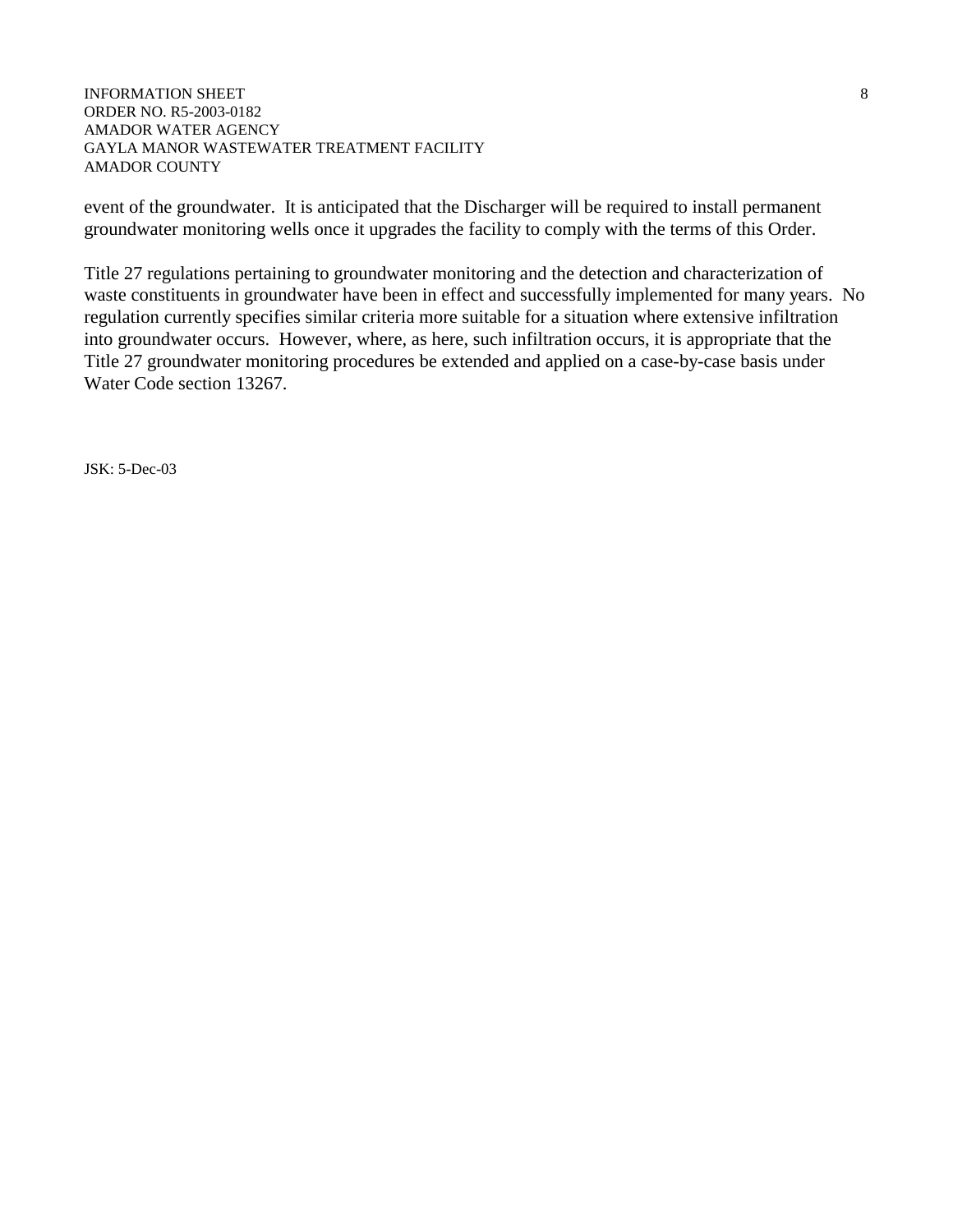event of the groundwater. It is anticipated that the Discharger will be required to install permanent groundwater monitoring wells once it upgrades the facility to comply with the terms of this Order.

Title 27 regulations pertaining to groundwater monitoring and the detection and characterization of waste constituents in groundwater have been in effect and successfully implemented for many years. No regulation currently specifies similar criteria more suitable for a situation where extensive infiltration into groundwater occurs. However, where, as here, such infiltration occurs, it is appropriate that the Title 27 groundwater monitoring procedures be extended and applied on a case-by-case basis under Water Code section 13267.

JSK: 5-Dec-03